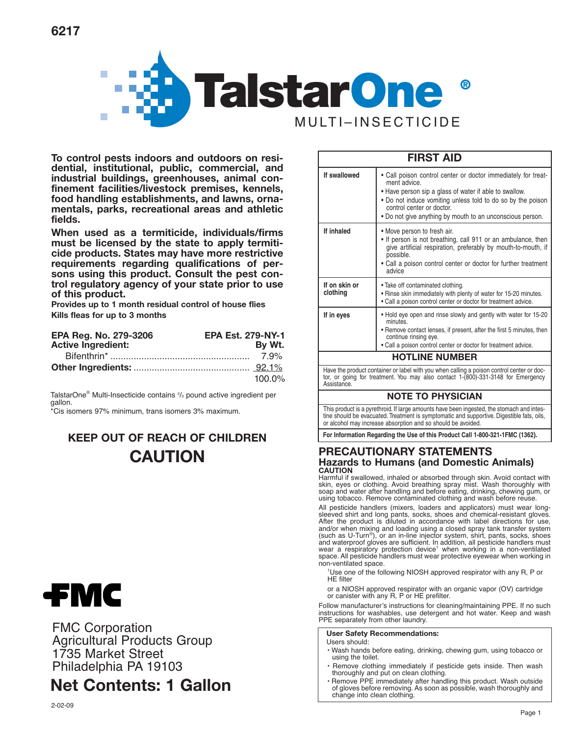6217

# TalstarOne®

## MULTI–INSECTICIDE

**To control pests indoors and outdoors on residential, institutional, public, commercial, and industrial buildings, greenhouses, animal confinement facilities/livestock premises, kennels, food handling establishments, and lawns, ornamentals, parks, recreational areas and athletic fields.**

**When used as a termiticide, individuals/firms must be licensed by the state to apply termiticide products. States may have more restrictive requirements regarding qualifications of persons using this product. Consult the pest control regulatory agency of your state prior to use of this product.**

**Provides up to 1 month residual control of house flies**

**Kills fleas for up to 3 months**

**EPA Reg. No. 279-3206** **EPA Est. 279-NY-1**

| **Active Ingredient:** | **By Wt.** |
|---|---|
| Bifenthrin* | 7.9% |
| **Other Ingredients:** | 92.1% |
| | 100.0% |

TalstarOne® Multi-Insecticide contains 2/3 pound active ingredient per gallon.

*Cis isomers 97% minimum, trans isomers 3% maximum.

## KEEP OUT OF REACH OF CHILDREN

## CAUTION

FMC

FMC Corporation
Agricultural Products Group
1735 Market Street
Philadelphia PA 19103

## Net Contents: 1 Gallon

2-02-09

| FIRST AID | |
|---|---|
| **If swallowed** | • Call poison control center or doctor immediately for treatment advice.<br>• Have person sip a glass of water if able to swallow.<br>• Do not induce vomiting unless told to do so by the poison control center or doctor.<br>• Do not give anything by mouth to an unconscious person. |
| **If inhaled** | • Move person to fresh air.<br>• If person is not breathing, call 911 or an ambulance, then give artificial respiration, preferably by mouth-to-mouth, if possible.<br>• Call a poison control center or doctor for further treatment advice |
| **If on skin or clothing** | • Take off contaminated clothing.<br>• Rinse skin immediately with plenty of water for 15-20 minutes.<br>• Call a poison control center or doctor for treatment advice. |
| **If in eyes** | • Hold eye open and rinse slowly and gently with water for 15-20 minutes.<br>• Remove contact lenses, if present, after the first 5 minutes, then continue rinsing eye.<br>• Call a poison control center or doctor for treatment advice. |

**HOTLINE NUMBER**

Have the product container or label with you when calling a poison control center or doctor, or going for treatment. You may also contact 1-(800)-331-3148 for Emergency Assistance.

**NOTE TO PHYSICIAN**

This product is a pyrethroid. If large amounts have been ingested, the stomach and intestine should be evacuated. Treatment is symptomatic and supportive. Digestible fats, oils, or alcohol may increase absorption and so should be avoided.

**For Information Regarding the Use of this Product Call 1-800-321-1FMC (1362).**

## PRECAUTIONARY STATEMENTS

### Hazards to Humans (and Domestic Animals)

**CAUTION**

Harmful if swallowed, inhaled or absorbed through skin. Avoid contact with skin, eyes or clothing. Avoid breathing spray mist. Wash thoroughly with soap and water after handling and before eating, drinking, chewing gum, or using tobacco. Remove contaminated clothing and wash before reuse.

All pesticide handlers (mixers, loaders and applicators) must wear long-sleeved shirt and long pants, socks, shoes and chemical-resistant gloves. After the product is diluted in accordance with label directions for use, and/or when mixing and loading using a closed spray tank transfer system (such as U-Turn®), or an in-line injector system, shirt, pants, socks, shoes and waterproof gloves are sufficient. In addition, all pesticide handlers must wear a respiratory protection device[1] when working in a non-ventilated space. All pesticide handlers must wear protective eyewear when working in non-ventilated space.

[1]Use one of the following NIOSH approved respirator with any R, P or HE filter

or a NIOSH approved respirator with an organic vapor (OV) cartridge or canister with any R, P or HE prefilter.

Follow manufacturer's instructions for cleaning/maintaining PPE. If no such instructions for washables, use detergent and hot water. Keep and wash PPE separately from other laundry.

**User Safety Recommendations:**

Users should:

- Wash hands before eating, drinking, chewing gum, using tobacco or using the toilet.
- Remove clothing immediately if pesticide gets inside. Then wash thoroughly and put on clean clothing.
- Remove PPE immediately after handling this product. Wash outside of gloves before removing. As soon as possible, wash thoroughly and change into clean clothing.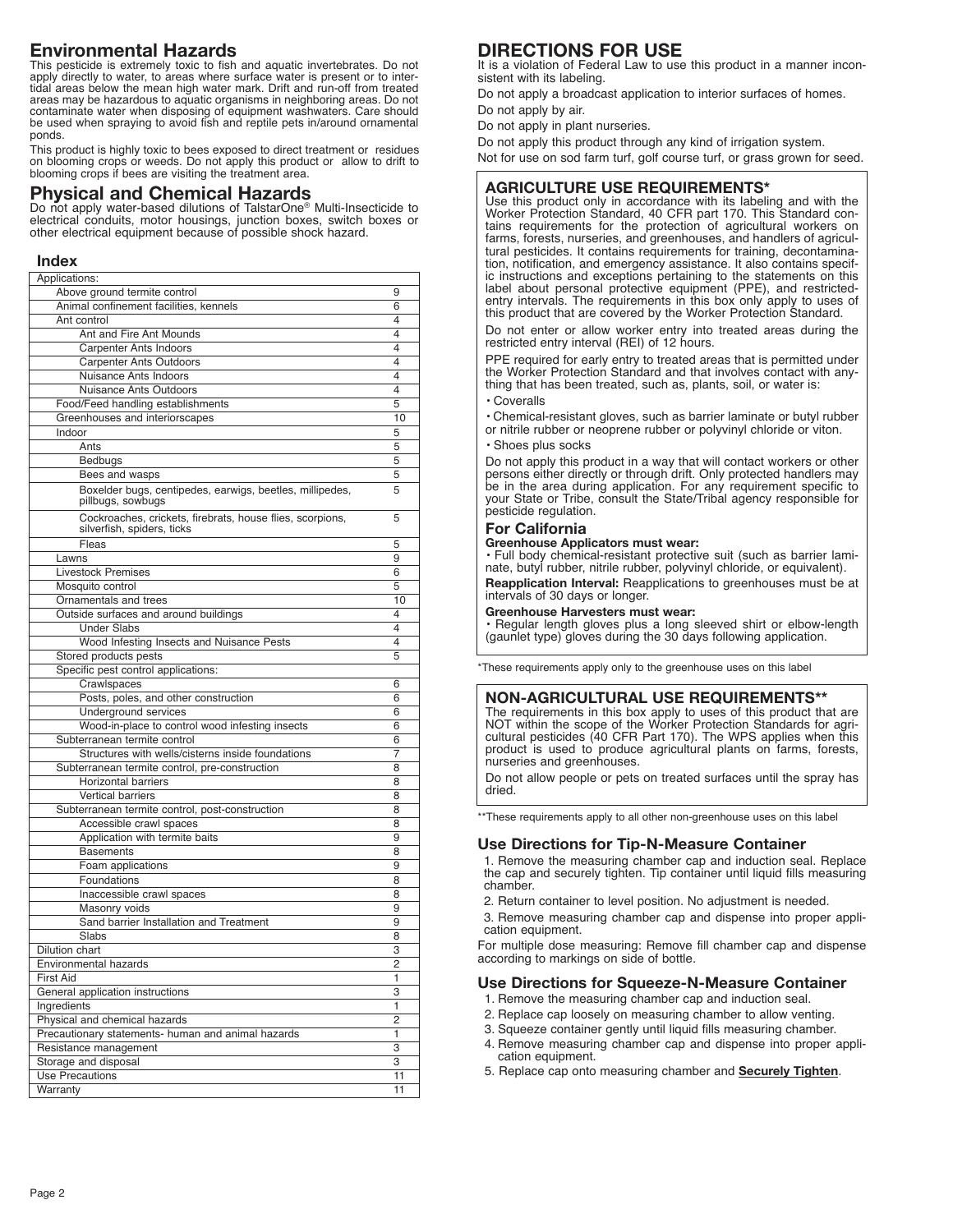## Environmental Hazards

This pesticide is extremely toxic to fish and aquatic invertebrates. Do not apply directly to water, to areas where surface water is present or to intertidal areas below the mean high water mark. Drift and run-off from treated areas may be hazardous to aquatic organisms in neighboring areas. Do not contaminate water when disposing of equipment washwaters. Care should be used when spraying to avoid fish and reptile pets in/around ornamental ponds.

This product is highly toxic to bees exposed to direct treatment or residues on blooming crops or weeds. Do not apply this product or allow to drift to blooming crops if bees are visiting the treatment area.

## Physical and Chemical Hazards

Do not apply water-based dilutions of TalstarOne® Multi-Insecticide to electrical conduits, motor housings, junction boxes, switch boxes or other electrical equipment because of possible shock hazard.

### Index

| Applications: | |
|---|---|
| Above ground termite control | 9 |
| Animal confinement facilities, kennels | 6 |
| Ant control | 4 |
| Ant and Fire Ant Mounds | 4 |
| Carpenter Ants Indoors | 4 |
| Carpenter Ants Outdoors | 4 |
| Nuisance Ants Indoors | 4 |
| Nuisance Ants Outdoors | 4 |
| Food/Feed handling establishments | 5 |
| Greenhouses and interiorscapes | 10 |
| Indoor | 5 |
| Ants | 5 |
| Bedbugs | 5 |
| Bees and wasps | 5 |
| Boxelder bugs, centipedes, earwigs, beetles, millipedes, pillbugs, sowbugs | 5 |
| Cockroaches, crickets, firebrats, house flies, scorpions, silverfish, spiders, ticks | 5 |
| Fleas | 5 |
| Lawns | 9 |
| Livestock Premises | 6 |
| Mosquito control | 5 |
| Ornamentals and trees | 10 |
| Outside surfaces and around buildings | 4 |
| Under Slabs | 4 |
| Wood Infesting Insects and Nuisance Pests | 4 |
| Stored products pests | 5 |
| Specific pest control applications: | |
| Crawlspaces | 6 |
| Posts, poles, and other construction | 6 |
| Underground services | 6 |
| Wood-in-place to control wood infesting insects | 6 |
| Subterranean termite control | 6 |
| Structures with wells/cisterns inside foundations | 7 |
| Subterranean termite control, pre-construction | 8 |
| Horizontal barriers | 8 |
| Vertical barriers | 8 |
| Subterranean termite control, post-construction | 8 |
| Accessible crawl spaces | 8 |
| Application with termite baits | 9 |
| Basements | 8 |
| Foam applications | 9 |
| Foundations | 8 |
| Inaccessible crawl spaces | 8 |
| Masonry voids | 9 |
| Sand barrier Installation and Treatment | 9 |
| Slabs | 8 |
| Dilution chart | 3 |
| Environmental hazards | 2 |
| First Aid | 1 |
| General application instructions | 3 |
| Ingredients | 1 |
| Physical and chemical hazards | 2 |
| Precautionary statements- human and animal hazards | 1 |
| Resistance management | 3 |
| Storage and disposal | 3 |
| Use Precautions | 11 |
| Warranty | 11 |

## DIRECTIONS FOR USE

It is a violation of Federal Law to use this product in a manner inconsistent with its labeling.

Do not apply a broadcast application to interior surfaces of homes.

Do not apply by air.

Do not apply in plant nurseries.

Do not apply this product through any kind of irrigation system.

Not for use on sod farm turf, golf course turf, or grass grown for seed.

### AGRICULTURE USE REQUIREMENTS*

Use this product only in accordance with its labeling and with the Worker Protection Standard, 40 CFR part 170. This Standard contains requirements for the protection of agricultural workers on farms, forests, nurseries, and greenhouses, and handlers of agricultural pesticides. It contains requirements for training, decontamination, notification, and emergency assistance. It also contains specific instructions and exceptions pertaining to the statements on this label about personal protective equipment (PPE), and restricted-entry intervals. The requirements in this box only apply to uses of this product that are covered by the Worker Protection Standard.

Do not enter or allow worker entry into treated areas during the restricted entry interval (REI) of 12 hours.

PPE required for early entry to treated areas that is permitted under the Worker Protection Standard and that involves contact with anything that has been treated, such as, plants, soil, or water is:

- Coveralls
- Chemical-resistant gloves, such as barrier laminate or butyl rubber or nitrile rubber or neoprene rubber or polyvinyl chloride or viton.
- Shoes plus socks

Do not apply this product in a way that will contact workers or other persons either directly or through drift. Only protected handlers may be in the area during application. For any requirement specific to your State or Tribe, consult the State/Tribal agency responsible for pesticide regulation.

#### For California

**Greenhouse Applicators must wear:**

- Full body chemical-resistant protective suit (such as barrier laminate, butyl rubber, nitrile rubber, polyvinyl chloride, or equivalent).

**Reapplication Interval:** Reapplications to greenhouses must be at intervals of 30 days or longer.

**Greenhouse Harvesters must wear:**

- Regular length gloves plus a long sleeved shirt or elbow-length (gauntlet type) gloves during the 30 days following application.

*These requirements apply only to the greenhouse uses on this label

### NON-AGRICULTURAL USE REQUIREMENTS**

The requirements in this box apply to uses of this product that are NOT within the scope of the Worker Protection Standards for agricultural pesticides (40 CFR Part 170). The WPS applies when this product is used to produce agricultural plants on farms, forests, nurseries and greenhouses.

Do not allow people or pets on treated surfaces until the spray has dried.

**These requirements apply to all other non-greenhouse uses on this label

### Use Directions for Tip-N-Measure Container

1. Remove the measuring chamber cap and induction seal. Replace the cap and securely tighten. Tip container until liquid fills measuring chamber.
2. Return container to level position. No adjustment is needed.
3. Remove measuring chamber cap and dispense into proper application equipment.

For multiple dose measuring: Remove fill chamber cap and dispense according to markings on side of bottle.

### Use Directions for Squeeze-N-Measure Container

1. Remove the measuring chamber cap and induction seal.
2. Replace cap loosely on measuring chamber to allow venting.
3. Squeeze container gently until liquid fills measuring chamber.
4. Remove measuring chamber cap and dispense into proper application equipment.
5. Replace cap onto measuring chamber and **Securely Tighten**.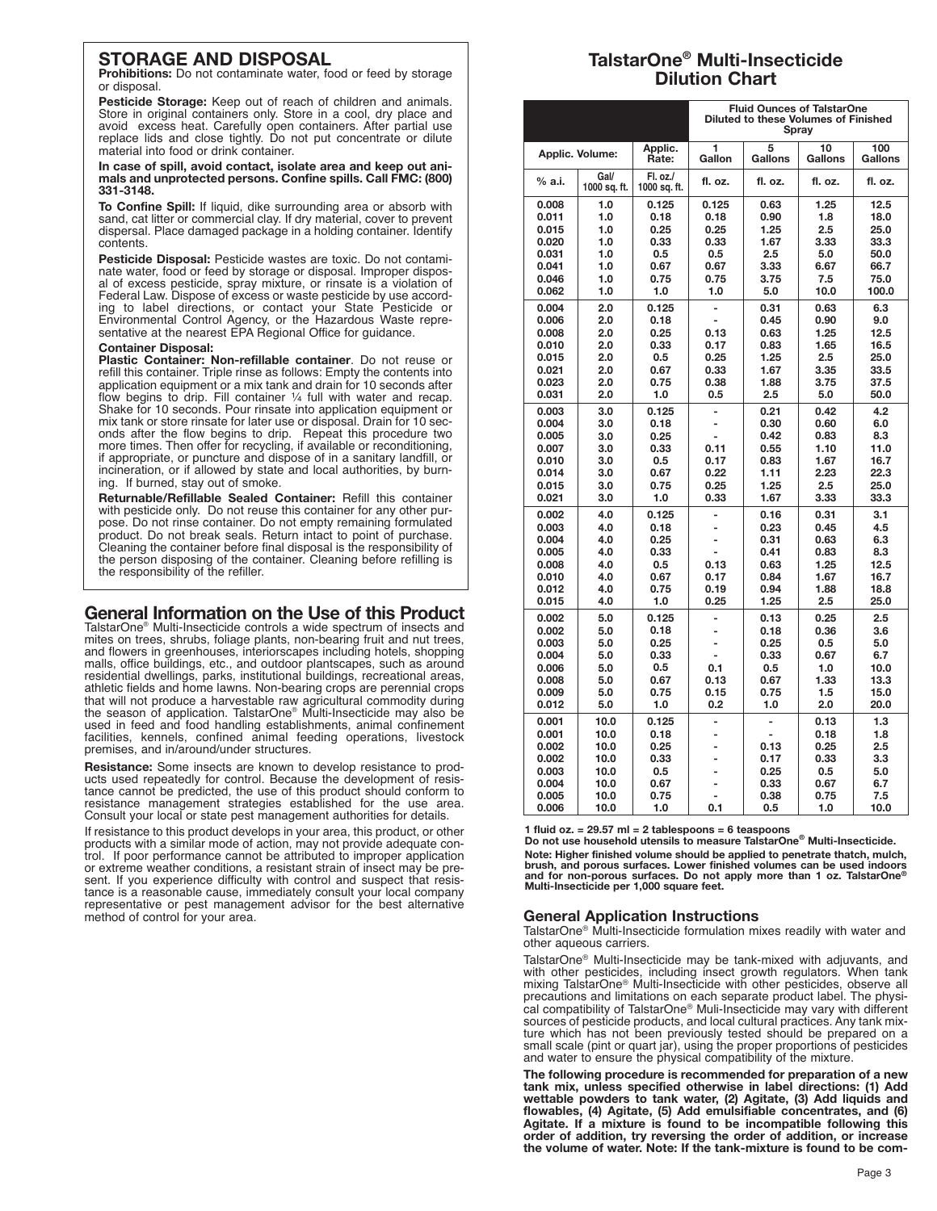## STORAGE AND DISPOSAL

**Prohibitions:** Do not contaminate water, food or feed by storage or disposal.

**Pesticide Storage:** Keep out of reach of children and animals. Store in original containers only. Store in a cool, dry place and avoid excess heat. Carefully open containers. After partial use replace lids and close tightly. Do not put concentrate or dilute material into food or drink container.

**In case of spill, avoid contact, isolate area and keep out animals and unprotected persons. Confine spills. Call FMC: (800) 331-3148.**

**To Confine Spill:** If liquid, dike surrounding area or absorb with sand, cat litter or commercial clay. If dry material, cover to prevent dispersal. Place damaged package in a holding container. Identify contents.

**Pesticide Disposal:** Pesticide wastes are toxic. Do not contaminate water, food or feed by storage or disposal. Improper disposal of excess pesticide, spray mixture, or rinsate is a violation of Federal Law. Dispose of excess or waste pesticide by use according to label directions, or contact your State Pesticide or Environmental Control Agency, or the Hazardous Waste representative at the nearest EPA Regional Office for guidance.

**Container Disposal:**

**Plastic Container: Non-refillable container**. Do not reuse or refill this container. Triple rinse as follows: Empty the contents into application equipment or a mix tank and drain for 10 seconds after flow begins to drip. Fill container ¼ full with water and recap. Shake for 10 seconds. Pour rinsate into application equipment or mix tank or store rinsate for later use or disposal. Drain for 10 seconds after the flow begins to drip. Repeat this procedure two more times. Then offer for recycling, if available or reconditioning, if appropriate, or puncture and dispose of in a sanitary landfill, or incineration, or if allowed by state and local authorities, by burning. If burned, stay out of smoke.

**Returnable/Refillable Sealed Container:** Refill this container with pesticide only. Do not reuse this container for any other purpose. Do not rinse container. Do not empty remaining formulated product. Do not break seals. Return intact to point of purchase. Cleaning the container before final disposal is the responsibility of the person disposing of the container. Cleaning before refilling is the responsibility of the refiller.

## General Information on the Use of this Product

TalstarOne® Multi-Insecticide controls a wide spectrum of insects and mites on trees, shrubs, foliage plants, non-bearing fruit and nut trees, and flowers in greenhouses, interiorscapes including hotels, shopping malls, office buildings, etc., and outdoor plantscapes, such as around residential dwellings, parks, institutional buildings, recreational areas, athletic fields and home lawns. Non-bearing crops are perennial crops that will not produce a harvestable raw agricultural commodity during the season of application. TalstarOne® Multi-Insecticide may also be used in feed and food handling establishments, animal confinement facilities, kennels, confined animal feeding operations, livestock premises, and in/around/under structures.

**Resistance:** Some insects are known to develop resistance to products used repeatedly for control. Because the development of resistance cannot be predicted, the use of this product should conform to resistance management strategies established for the use area. Consult your local or state pest management authorities for details.

If resistance to this product develops in your area, this product, or other products with a similar mode of action, may not provide adequate control. If poor performance cannot be attributed to improper application or extreme weather conditions, a resistant strain of insect may be present. If you experience difficulty with control and suspect that resistance is a reasonable cause, immediately consult your local company representative or pest management advisor for the best alternative method of control for your area.

## TalstarOne® Multi-Insecticide Dilution Chart

| | | | Fluid Ounces of TalstarOne Diluted to these Volumes of Finished Spray | | | |
|---|---|---|---|---|---|---|
| Applic. Volume: | | Applic. Rate: | 1 Gallon | 5 Gallons | 10 Gallons | 100 Gallons |
| % a.i. | Gal/ 1000 sq. ft. | Fl. oz./ 1000 sq. ft. | fl. oz. | fl. oz. | fl. oz. | fl. oz. |
| 0.008 | 1.0 | 0.125 | 0.125 | 0.63 | 1.25 | 12.5 |
| 0.011 | 1.0 | 0.18 | 0.18 | 0.90 | 1.8 | 18.0 |
| 0.015 | 1.0 | 0.25 | 0.25 | 1.25 | 2.5 | 25.0 |
| 0.020 | 1.0 | 0.33 | 0.33 | 1.67 | 3.33 | 33.3 |
| 0.031 | 1.0 | 0.5 | 0.5 | 2.5 | 5.0 | 50.0 |
| 0.041 | 1.0 | 0.67 | 0.67 | 3.33 | 6.67 | 66.7 |
| 0.046 | 1.0 | 0.75 | 0.75 | 3.75 | 7.5 | 75.0 |
| 0.062 | 1.0 | 1.0 | 1.0 | 5.0 | 10.0 | 100.0 |
| 0.004 | 2.0 | 0.125 | - | 0.31 | 0.63 | 6.3 |
| 0.006 | 2.0 | 0.18 | - | 0.45 | 0.90 | 9.0 |
| 0.008 | 2.0 | 0.25 | 0.13 | 0.63 | 1.25 | 12.5 |
| 0.010 | 2.0 | 0.33 | 0.17 | 0.83 | 1.65 | 16.5 |
| 0.015 | 2.0 | 0.5 | 0.25 | 1.25 | 2.5 | 25.0 |
| 0.021 | 2.0 | 0.67 | 0.33 | 1.67 | 3.35 | 33.5 |
| 0.023 | 2.0 | 0.75 | 0.38 | 1.88 | 3.75 | 37.5 |
| 0.031 | 2.0 | 1.0 | 0.5 | 2.5 | 5.0 | 50.0 |
| 0.003 | 3.0 | 0.125 | - | 0.21 | 0.42 | 4.2 |
| 0.004 | 3.0 | 0.18 | - | 0.30 | 0.60 | 6.0 |
| 0.005 | 3.0 | 0.25 | - | 0.42 | 0.83 | 8.3 |
| 0.007 | 3.0 | 0.33 | 0.11 | 0.55 | 1.10 | 11.0 |
| 0.010 | 3.0 | 0.5 | 0.17 | 0.83 | 1.67 | 16.7 |
| 0.014 | 3.0 | 0.67 | 0.22 | 1.11 | 2.23 | 22.3 |
| 0.015 | 3.0 | 0.75 | 0.25 | 1.25 | 2.5 | 25.0 |
| 0.021 | 3.0 | 1.0 | 0.33 | 1.67 | 3.33 | 33.3 |
| 0.002 | 4.0 | 0.125 | - | 0.16 | 0.31 | 3.1 |
| 0.003 | 4.0 | 0.18 | - | 0.23 | 0.45 | 4.5 |
| 0.004 | 4.0 | 0.25 | - | 0.31 | 0.63 | 6.3 |
| 0.005 | 4.0 | 0.33 | - | 0.41 | 0.83 | 8.3 |
| 0.008 | 4.0 | 0.5 | 0.13 | 0.63 | 1.25 | 12.5 |
| 0.010 | 4.0 | 0.67 | 0.17 | 0.84 | 1.67 | 16.7 |
| 0.012 | 4.0 | 0.75 | 0.19 | 0.94 | 1.88 | 18.8 |
| 0.015 | 4.0 | 1.0 | 0.25 | 1.25 | 2.5 | 25.0 |
| 0.002 | 5.0 | 0.125 | - | 0.13 | 0.25 | 2.5 |
| 0.002 | 5.0 | 0.18 | - | 0.18 | 0.36 | 3.6 |
| 0.003 | 5.0 | 0.25 | - | 0.25 | 0.5 | 5.0 |
| 0.004 | 5.0 | 0.33 | - | 0.33 | 0.67 | 6.7 |
| 0.006 | 5.0 | 0.5 | 0.1 | 0.5 | 1.0 | 10.0 |
| 0.008 | 5.0 | 0.67 | 0.13 | 0.67 | 1.33 | 13.3 |
| 0.009 | 5.0 | 0.75 | 0.15 | 0.75 | 1.5 | 15.0 |
| 0.012 | 5.0 | 1.0 | 0.2 | 1.0 | 2.0 | 20.0 |
| 0.001 | 10.0 | 0.125 | - | - | 0.13 | 1.3 |
| 0.001 | 10.0 | 0.18 | - | - | 0.18 | 1.8 |
| 0.002 | 10.0 | 0.25 | - | 0.13 | 0.25 | 2.5 |
| 0.002 | 10.0 | 0.33 | - | 0.17 | 0.33 | 3.3 |
| 0.003 | 10.0 | 0.5 | - | 0.25 | 0.5 | 5.0 |
| 0.004 | 10.0 | 0.67 | - | 0.33 | 0.67 | 6.7 |
| 0.005 | 10.0 | 0.75 | - | 0.38 | 0.75 | 7.5 |
| 0.006 | 10.0 | 1.0 | 0.1 | 0.5 | 1.0 | 10.0 |

**1 fluid oz. = 29.57 ml = 2 tablespoons = 6 teaspoons**

**Do not use household utensils to measure TalstarOne® Multi-Insecticide.**

**Note: Higher finished volume should be applied to penetrate thatch, mulch, brush, and porous surfaces. Lower finished volumes can be used indoors and for non-porous surfaces. Do not apply more than 1 oz. TalstarOne® Multi-Insecticide per 1,000 square feet.**

### General Application Instructions

TalstarOne® Multi-Insecticide formulation mixes readily with water and other aqueous carriers.

TalstarOne® Multi-Insecticide may be tank-mixed with adjuvants, and with other pesticides, including insect growth regulators. When tank mixing TalstarOne® Multi-Insecticide with other pesticides, observe all precautions and limitations on each separate product label. The physical compatibility of TalstarOne® Muli-Insecticide may vary with different sources of pesticide products, and local cultural practices. Any tank mixture which has not been previously tested should be prepared on a small scale (pint or quart jar), using the proper proportions of pesticides and water to ensure the physical compatibility of the mixture.

**The following procedure is recommended for preparation of a new tank mix, unless specified otherwise in label directions: (1) Add wettable powders to tank water, (2) Agitate, (3) Add liquids and flowables, (4) Agitate, (5) Add emulsifiable concentrates, and (6) Agitate. If a mixture is found to be incompatible following this order of addition, try reversing the order of addition, or increase the volume of water. Note: If the tank-mixture is found to be com-**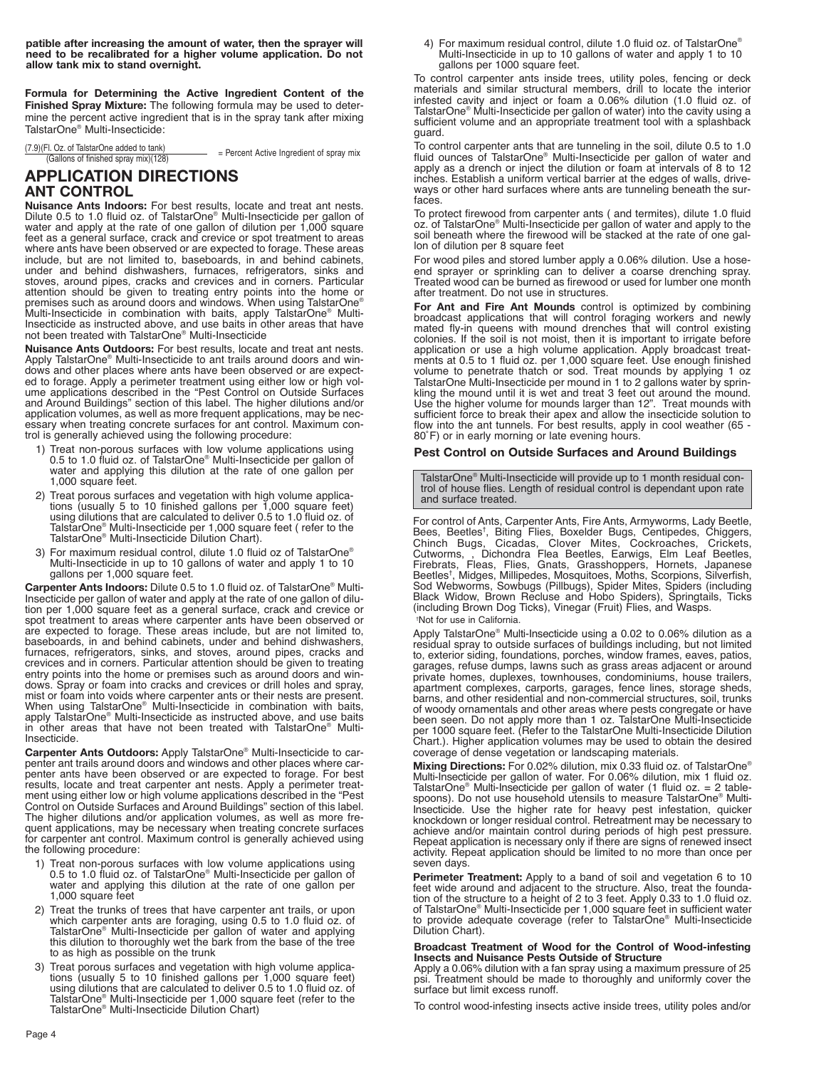**patible after increasing the amount of water, then the sprayer will need to be recalibrated for a higher volume application. Do not allow tank mix to stand overnight.**

**Formula for Determining the Active Ingredient Content of the Finished Spray Mixture:** The following formula may be used to determine the percent active ingredient that is in the spray tank after mixing TalstarOne® Multi-Insecticide:

$$\frac{(7.9)(\text{Fl. Oz. of TalstarOne added to tank})}{(\text{Gallons of finished spray mix})(128)} = \text{Percent Active Ingredient of spray mix}$$

# APPLICATION DIRECTIONS

## ANT CONTROL

**Nuisance Ants Indoors:** For best results, locate and treat ant nests. Dilute 0.5 to 1.0 fluid oz. of TalstarOne® Multi-Insecticide per gallon of water and apply at the rate of one gallon of dilution per 1,000 square feet as a general surface, crack and crevice or spot treatment to areas where ants have been observed or are expected to forage. These areas include, but are not limited to, baseboards, in and behind cabinets, under and behind dishwashers, furnaces, refrigerators, sinks and stoves, around pipes, cracks and crevices and in corners. Particular attention should be given to treating entry points into the home or premises such as around doors and windows. When using TalstarOne® Multi-Insecticide in combination with baits, apply TalstarOne® Multi-Insecticide as instructed above, and use baits in other areas that have not been treated with TalstarOne® Multi-Insecticide

**Nuisance Ants Outdoors:** For best results, locate and treat ant nests. Apply TalstarOne® Multi-Insecticide to ant trails around doors and windows and other places where ants have been observed or are expected to forage. Apply a perimeter treatment using either low or high volume applications described in the "Pest Control on Outside Surfaces and Around Buildings" section of this label. The higher dilutions and/or application volumes, as well as more frequent applications, may be necessary when treating concrete surfaces for ant control. Maximum control is generally achieved using the following procedure:

1) Treat non-porous surfaces with low volume applications using 0.5 to 1.0 fluid oz. of TalstarOne® Multi-Insecticide per gallon of water and applying this dilution at the rate of one gallon per 1,000 square feet.
2) Treat porous surfaces and vegetation with high volume applications (usually 5 to 10 finished gallons per 1,000 square feet) using dilutions that are calculated to deliver 0.5 to 1.0 fluid oz. of TalstarOne® Multi-Insecticide per 1,000 square feet ( refer to the TalstarOne® Multi-Insecticide Dilution Chart).
3) For maximum residual control, dilute 1.0 fluid oz of TalstarOne® Multi-Insecticide in up to 10 gallons of water and apply 1 to 10 gallons per 1,000 square feet.

**Carpenter Ants Indoors:** Dilute 0.5 to 1.0 fluid oz. of TalstarOne® Multi-Insecticide per gallon of water and apply at the rate of one gallon of dilution per 1,000 square feet as a general surface, crack and crevice or spot treatment to areas where carpenter ants have been observed or are expected to forage. These areas include, but are not limited to, baseboards, in and behind cabinets, under and behind dishwashers, furnaces, refrigerators, sinks, and stoves, around pipes, cracks and crevices and in corners. Particular attention should be given to treating entry points into the home or premises such as around doors and windows. Spray or foam into cracks and crevices or drill holes and spray, mist or foam into voids where carpenter ants or their nests are present. When using TalstarOne® Multi-Insecticide in combination with baits, apply TalstarOne® Multi-Insecticide as instructed above, and use baits in other areas that have not been treated with TalstarOne® Multi-Insecticide.

**Carpenter Ants Outdoors:** Apply TalstarOne® Multi-Insecticide to carpenter ant trails around doors and windows and other places where carpenter ants have been observed or are expected to forage. For best results, locate and treat carpenter ant nests. Apply a perimeter treatment using either low or high volume applications described in the "Pest Control on Outside Surfaces and Around Buildings" section of this label. The higher dilutions and/or application volumes, as well as more frequent applications, may be necessary when treating concrete surfaces for carpenter ant control. Maximum control is generally achieved using the following procedure:

1) Treat non-porous surfaces with low volume applications using 0.5 to 1.0 fluid oz. of TalstarOne® Multi-Insecticide per gallon of water and applying this dilution at the rate of one gallon per 1,000 square feet
2) Treat the trunks of trees that have carpenter ant trails, or upon which carpenter ants are foraging, using 0.5 to 1.0 fluid oz. of TalstarOne® Multi-Insecticide per gallon of water and applying this dilution to thoroughly wet the bark from the base of the tree to as high as possible on the trunk
3) Treat porous surfaces and vegetation with high volume applications (usually 5 to 10 finished gallons per 1,000 square feet) using dilutions that are calculated to deliver 0.5 to 1.0 fluid oz. of TalstarOne® Multi-Insecticide per 1,000 square feet (refer to the TalstarOne® Multi-Insecticide Dilution Chart)
4) For maximum residual control, dilute 1.0 fluid oz. of TalstarOne® Multi-Insecticide in up to 10 gallons of water and apply 1 to 10 gallons per 1000 square feet.

To control carpenter ants inside trees, utility poles, fencing or deck materials and similar structural members, drill to locate the interior infested cavity and inject or foam a 0.06% dilution (1.0 fluid oz. of TalstarOne® Multi-Insecticide per gallon of water) into the cavity using a sufficient volume and an appropriate treatment tool with a splashback guard.

To control carpenter ants that are tunneling in the soil, dilute 0.5 to 1.0 fluid ounces of TalstarOne® Multi-Insecticide per gallon of water and apply as a drench or inject the dilution or foam at intervals of 8 to 12 inches. Establish a uniform vertical barrier at the edges of walls, driveways or other hard surfaces where ants are tunneling beneath the surfaces.

To protect firewood from carpenter ants ( and termites), dilute 1.0 fluid oz. of TalstarOne® Multi-Insecticide per gallon of water and apply to the soil beneath where the firewood will be stacked at the rate of one gallon of dilution per 8 square feet

For wood piles and stored lumber apply a 0.06% dilution. Use a hose-end sprayer or sprinkling can to deliver a coarse drenching spray. Treated wood can be burned as firewood or used for lumber one month after treatment. Do not use in structures.

**For Ant and Fire Ant Mounds** control is optimized by combining broadcast applications that will control foraging workers and newly mated fly-in queens with mound drenches that will control existing colonies. If the soil is not moist, then it is important to irrigate before application or use a high volume application. Apply broadcast treatments at 0.5 to 1 fluid oz. per 1,000 square feet. Use enough finished volume to penetrate thatch or sod. Treat mounds by applying 1 oz TalstarOne Multi-Insecticide per mound in 1 to 2 gallons water by sprinkling the mound until it is wet and treat 3 feet out around the mound. Use the higher volume for mounds larger than 12". Treat mounds with sufficient force to break their apex and allow the insecticide solution to flow into the ant tunnels. For best results, apply in cool weather (65 - 80˚F) or in early morning or late evening hours.

### Pest Control on Outside Surfaces and Around Buildings

TalstarOne® Multi-Insecticide will provide up to 1 month residual control of house flies. Length of residual control is dependant upon rate and surface treated.

For control of Ants, Carpenter Ants, Fire Ants, Armyworms, Lady Beetle, Bees, Beetles†, Biting Flies, Boxelder Bugs, Centipedes, Chiggers, Chinch Bugs, Cicadas, Clover Mites, Cockroaches, Crickets, Cutworms, , Dichondra Flea Beetles, Earwigs, Elm Leaf Beetles, Firebrats, Fleas, Flies, Gnats, Grasshoppers, Hornets, Japanese Beetles†, Midges, Millipedes, Mosquitoes, Moths, Scorpions, Silverfish, Sod Webworms, Sowbugs (Pillbugs), Spider Mites, Spiders (including Black Widow, Brown Recluse and Hobo Spiders), Springtails, Ticks (including Brown Dog Ticks), Vinegar (Fruit) Flies, and Wasps.

†Not for use in California.

Apply TalstarOne® Multi-Insecticide using a 0.02 to 0.06% dilution as a residual spray to outside surfaces of buildings including, but not limited to, exterior siding, foundations, porches, window frames, eaves, patios, garages, refuse dumps, lawns such as grass areas adjacent or around private homes, duplexes, townhouses, condominiums, house trailers, apartment complexes, carports, garages, fence lines, storage sheds, barns, and other residential and non-commercial structures, soil, trunks of woody ornamentals and other areas where pests congregate or have been seen. Do not apply more than 1 oz. TalstarOne Multi-Insecticide per 1000 square feet. (Refer to the TalstarOne Multi-Insecticide Dilution Chart.). Higher application volumes may be used to obtain the desired coverage of dense vegetation or landscaping materials.

**Mixing Directions:** For 0.02% dilution, mix 0.33 fluid oz. of TalstarOne® Multi-Insecticide per gallon of water. For 0.06% dilution, mix 1 fluid oz. TalstarOne® Multi-Insecticide per gallon of water (1 fluid oz. = 2 tablespoons). Do not use household utensils to measure TalstarOne® Multi-Insecticide. Use the higher rate for heavy pest infestation, quicker knockdown or longer residual control. Retreatment may be necessary to achieve and/or maintain control during periods of high pest pressure. Repeat application is necessary only if there are signs of renewed insect activity. Repeat application should be limited to no more than once per seven days.

**Perimeter Treatment:** Apply to a band of soil and vegetation 6 to 10 feet wide around and adjacent to the structure. Also, treat the foundation of the structure to a height of 2 to 3 feet. Apply 0.33 to 1.0 fluid oz. of TalstarOne® Multi-Insecticide per 1,000 square feet in sufficient water to provide adequate coverage (refer to TalstarOne® Multi-Insecticide Dilution Chart).

**Broadcast Treatment of Wood for the Control of Wood-infesting Insects and Nuisance Pests Outside of Structure**

Apply a 0.06% dilution with a fan spray using a maximum pressure of 25 psi. Treatment should be made to thoroughly and uniformly cover the surface but limit excess runoff.

To control wood-infesting insects active inside trees, utility poles and/or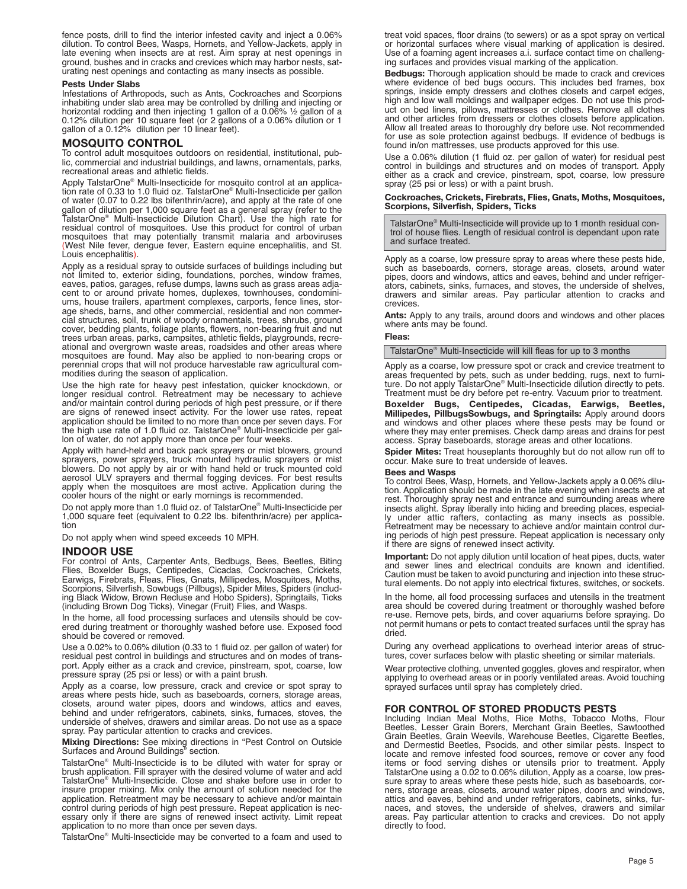fence posts, drill to find the interior infested cavity and inject a 0.06% dilution. To control Bees, Wasps, Hornets, and Yellow-Jackets, apply in late evening when insects are at rest. Aim spray at nest openings in ground, bushes and in cracks and crevices which may harbor nests, saturating nest openings and contacting as many insects as possible.

#### Pests Under Slabs

Infestations of Arthropods, such as Ants, Cockroaches and Scorpions inhabiting under slab area may be controlled by drilling and injecting or horizontal rodding and then injecting 1 gallon of a 0.06% ½ gallon of a 0.12% dilution per 10 square feet (or 2 gallons of a 0.06% dilution or 1 gallon of a 0.12% dilution per 10 linear feet).

## MOSQUITO CONTROL

To control adult mosquitoes outdoors on residential, institutional, public, commercial and industrial buildings, and lawns, ornamentals, parks, recreational areas and athletic fields.

Apply TalstarOne® Multi-Insecticide for mosquito control at an application rate of 0.33 to 1.0 fluid oz. TalstarOne® Multi-Insecticide per gallon of water (0.07 to 0.22 lbs bifenthrin/acre), and apply at the rate of one gallon of dilution per 1,000 square feet as a general spray (refer to the TalstarOne® Multi-Insecticide Dilution Chart). Use the high rate for residual control of mosquitoes. Use this product for control of urban mosquitoes that may potentially transmit malaria and arboviruses (West Nile fever, dengue fever, Eastern equine encephalitis, and St. Louis encephalitis).

Apply as a residual spray to outside surfaces of buildings including but not limited to, exterior siding, foundations, porches, window frames, eaves, patios, garages, refuse dumps, lawns such as grass areas adjacent to or around private homes, duplexes, townhouses, condominiums, house trailers, apartment complexes, carports, fence lines, storage sheds, barns, and other commercial, residential and non commercial structures, soil, trunk of woody ornamentals, trees, shrubs, ground cover, bedding plants, foliage plants, flowers, non-bearing fruit and nut trees urban areas, parks, campsites, athletic fields, playgrounds, recreational and overgrown waste areas, roadsides and other areas where mosquitoes are found. May also be applied to non-bearing crops or perennial crops that will not produce harvestable raw agricultural commodities during the season of application.

Use the high rate for heavy pest infestation, quicker knockdown, or longer residual control. Retreatment may be necessary to achieve and/or maintain control during periods of high pest pressure, or if there are signs of renewed insect activity. For the lower use rates, repeat application should be limited to no more than once per seven days. For the high use rate of 1.0 fluid oz. TalstarOne® Multi-Insecticide per gallon of water, do not apply more than once per four weeks.

Apply with hand-held and back pack sprayers or mist blowers, ground sprayers, power sprayers, truck mounted hydraulic sprayers or mist blowers. Do not apply by air or with hand held or truck mounted cold aerosol ULV sprayers and thermal fogging devices. For best results apply when the mosquitoes are most active. Application during the cooler hours of the night or early mornings is recommended.

Do not apply more than 1.0 fluid oz. of TalstarOne® Multi-Insecticide per 1,000 square feet (equivalent to 0.22 lbs. bifenthrin/acre) per application

Do not apply when wind speed exceeds 10 MPH.

## INDOOR USE

For control of Ants, Carpenter Ants, Bedbugs, Bees, Beetles, Biting Flies, Boxelder Bugs, Centipedes, Cicadas, Cockroaches, Crickets, Earwigs, Firebrats, Fleas, Flies, Gnats, Millipedes, Mosquitoes, Moths, Scorpions, Silverfish, Sowbugs (Pillbugs), Spider Mites, Spiders (including Black Widow, Brown Recluse and Hobo Spiders), Springtails, Ticks (including Brown Dog Ticks), Vinegar (Fruit) Flies, and Wasps.

In the home, all food processing surfaces and utensils should be covered during treatment or thoroughly washed before use. Exposed food should be covered or removed.

Use a 0.02% to 0.06% dilution (0.33 to 1 fluid oz. per gallon of water) for residual pest control in buildings and structures and on modes of transport. Apply either as a crack and crevice, pinstream, spot, coarse, low pressure spray (25 psi or less) or with a paint brush.

Apply as a coarse, low pressure, crack and crevice or spot spray to areas where pests hide, such as baseboards, corners, storage areas, closets, around water pipes, doors and windows, attics and eaves, behind and under refrigerators, cabinets, sinks, furnaces, stoves, the underside of shelves, drawers and similar areas. Do not use as a space spray. Pay particular attention to cracks and crevices.

**Mixing Directions:** See mixing directions in "Pest Control on Outside Surfaces and Around Buildings" section.

TalstarOne® Multi-Insecticide is to be diluted with water for spray or brush application. Fill sprayer with the desired volume of water and add TalstarOne® Multi-Insecticide. Close and shake before use in order to insure proper mixing. Mix only the amount of solution needed for the application. Retreatment may be necessary to achieve and/or maintain control during periods of high pest pressure. Repeat application is necessary only if there are signs of renewed insect activity. Limit repeat application to no more than once per seven days.

TalstarOne® Multi-Insecticide may be converted to a foam and used to treat void spaces, floor drains (to sewers) or as a spot spray on vertical or horizontal surfaces where visual marking of application is desired. Use of a foaming agent increases a.i. surface contact time on challenging surfaces and provides visual marking of the application.

**Bedbugs:** Thorough application should be made to crack and crevices where evidence of bed bugs occurs. This includes bed frames, box springs, inside empty dressers and clothes closets and carpet edges, high and low wall moldings and wallpaper edges. Do not use this product on bed linens, pillows, mattresses or clothes. Remove all clothes and other articles from dressers or clothes closets before application. Allow all treated areas to thoroughly dry before use. Not recommended for use as sole protection against bedbugs. If evidence of bedbugs is found in/on mattresses, use products approved for this use.

Use a 0.06% dilution (1 fluid oz. per gallon of water) for residual pest control in buildings and structures and on modes of transport. Apply either as a crack and crevice, pinstream, spot, coarse, low pressure spray (25 psi or less) or with a paint brush.

#### Cockroaches, Crickets, Firebrats, Flies, Gnats, Moths, Mosquitoes, Scorpions, Silverfish, Spiders, Ticks

TalstarOne® Multi-Insecticide will provide up to 1 month residual control of house flies. Length of residual control is dependant upon rate and surface treated.

Apply as a coarse, low pressure spray to areas where these pests hide, such as baseboards, corners, storage areas, closets, around water pipes, doors and windows, attics and eaves, behind and under refrigerators, cabinets, sinks, furnaces, and stoves, the underside of shelves, drawers and similar areas. Pay particular attention to cracks and crevices.

**Ants:** Apply to any trails, around doors and windows and other places where ants may be found.

#### Fleas:

TalstarOne® Multi-Insecticide will kill fleas for up to 3 months

Apply as a coarse, low pressure spot or crack and crevice treatment to areas frequented by pets, such as under bedding, rugs, next to furniture. Do not apply TalstarOne® Multi-Insecticide dilution directly to pets. Treatment must be dry before pet re-entry. Vacuum prior to treatment.

**Boxelder Bugs, Centipedes, Cicadas, Earwigs, Beetles, Millipedes, PillbugsSowbugs, and Springtails:** Apply around doors and windows and other places where these pests may be found or where they may enter premises. Check damp areas and drains for pest access. Spray baseboards, storage areas and other locations.

**Spider Mites:** Treat houseplants thoroughly but do not allow run off to occur. Make sure to treat underside of leaves.

#### Bees and Wasps

To control Bees, Wasp, Hornets, and Yellow-Jackets apply a 0.06% dilution. Application should be made in the late evening when insects are at rest. Thoroughly spray nest and entrance and surrounding areas where insects alight. Spray liberally into hiding and breeding places, especially under attic rafters, contacting as many insects as possible. Retreatment may be necessary to achieve and/or maintain control during periods of high pest pressure. Repeat application is necessary only if there are signs of renewed insect activity.

**Important:** Do not apply dilution until location of heat pipes, ducts, water and sewer lines and electrical conduits are known and identified. Caution must be taken to avoid puncturing and injection into these structural elements. Do not apply into electrical fixtures, switches, or sockets.

In the home, all food processing surfaces and utensils in the treatment area should be covered during treatment or thoroughly washed before re-use. Remove pets, birds, and cover aquariums before spraying. Do not permit humans or pets to contact treated surfaces until the spray has dried.

During any overhead applications to overhead interior areas of structures, cover surfaces below with plastic sheeting or similar materials.

Wear protective clothing, unvented goggles, gloves and respirator, when applying to overhead areas or in poorly ventilated areas. Avoid touching sprayed surfaces until spray has completely dried.

## FOR CONTROL OF STORED PRODUCTS PESTS

Including Indian Meal Moths, Rice Moths, Tobacco Moths, Flour Beetles, Lesser Grain Borers, Merchant Grain Beetles, Sawtoothed Grain Beetles, Grain Weevils, Warehouse Beetles, Cigarette Beetles, and Dermestid Beetles, Psocids, and other similar pests. Inspect to locate and remove infested food sources, remove or cover any food items or food serving dishes or utensils prior to treatment. Apply TalstarOne using a 0.02 to 0.06% dilution, Apply as a coarse, low pressure spray to areas where these pests hide, such as baseboards, corners, storage areas, closets, around water pipes, doors and windows, attics and eaves, behind and under refrigerators, cabinets, sinks, furnaces, and stoves, the underside of shelves, drawers and similar areas. Pay particular attention to cracks and crevices. Do not apply directly to food.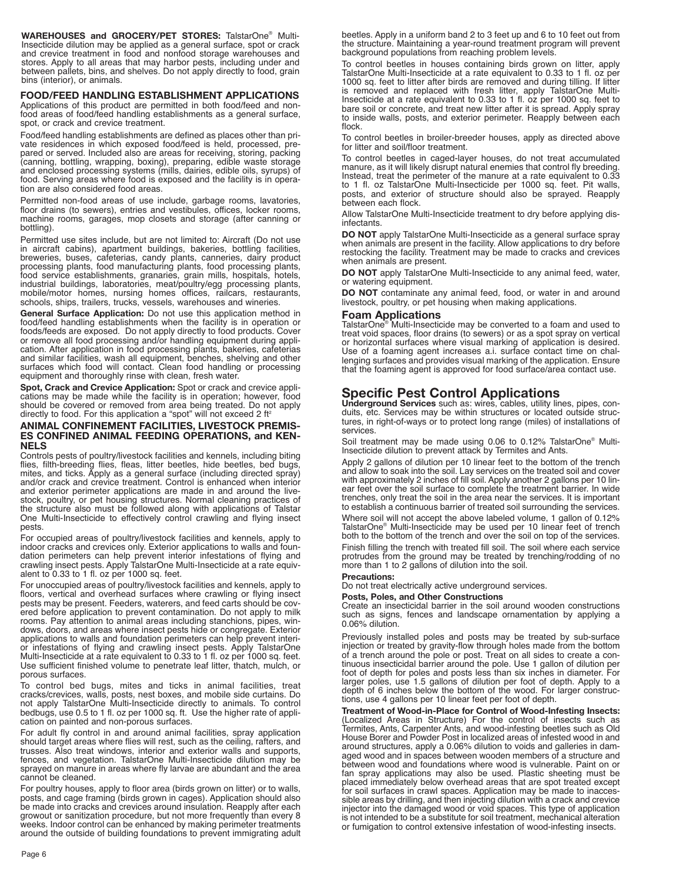**WAREHOUSES and GROCERY/PET STORES:** TalstarOne® Multi-Insecticide dilution may be applied as a general surface, spot or crack and crevice treatment in food and nonfood storage warehouses and stores. Apply to all areas that may harbor pests, including under and between pallets, bins, and shelves. Do not apply directly to food, grain bins (interior), or animals.

### FOOD/FEED HANDLING ESTABLISHMENT APPLICATIONS

Applications of this product are permitted in both food/feed and non-food areas of food/feed handling establishments as a general surface, spot, or crack and crevice treatment.

Food/feed handling establishments are defined as places other than private residences in which exposed food/feed is held, processed, prepared or served. Included also are areas for receiving, storing, packing (canning, bottling, wrapping, boxing), preparing, edible waste storage and enclosed processing systems (mills, dairies, edible oils, syrups) of food. Serving areas where food is exposed and the facility is in operation are also considered food areas.

Permitted non-food areas of use include, garbage rooms, lavatories, floor drains (to sewers), entries and vestibules, offices, locker rooms, machine rooms, garages, mop closets and storage (after canning or bottling).

Permitted use sites include, but are not limited to: Aircraft (Do not use in aircraft cabins), apartment buildings, bakeries, bottling facilities, breweries, buses, cafeterias, candy plants, canneries, dairy product processing plants, food manufacturing plants, food processing plants, food service establishments, granaries, grain mills, hospitals, hotels, industrial buildings, laboratories, meat/poultry/egg processing plants, mobile/motor homes, nursing homes offices, railcars, restaurants, schools, ships, trailers, trucks, vessels, warehouses and wineries.

**General Surface Application:** Do not use this application method in food/feed handling establishments when the facility is in operation or foods/feeds are exposed. Do not apply directly to food products. Cover or remove all food processing and/or handling equipment during application. After application in food processing plants, bakeries, cafeterias and similar facilities, wash all equipment, benches, shelving and other surfaces which food will contact. Clean food handling or processing equipment and thoroughly rinse with clean, fresh water.

**Spot, Crack and Crevice Application:** Spot or crack and crevice applications may be made while the facility is in operation; however, food should be covered or removed from area being treated. Do not apply directly to food. For this application a "spot" will not exceed 2 ft²

### ANIMAL CONFINEMENT FACILITIES, LIVESTOCK PREMISES CONFINED ANIMAL FEEDING OPERATIONS, and KENNELS

Controls pests of poultry/livestock facilities and kennels, including biting flies, filth-breeding flies, fleas, litter beetles, hide beetles, bed bugs, mites, and ticks. Apply as a general surface (including directed spray) and/or crack and crevice treatment. Control is enhanced when interior and exterior perimeter applications are made in and around the livestock, poultry, or pet housing structures. Normal cleaning practices of the structure also must be followed along with applications of Talstar One Multi-Insecticide to effectively control crawling and flying insect pests.

For occupied areas of poultry/livestock facilities and kennels, apply to indoor cracks and crevices only. Exterior applications to walls and foundation perimeters can help prevent interior infestations of flying and crawling insect pests. Apply TalstarOne Multi-Insecticide at a rate equivalent to 0.33 to 1 fl. oz per 1000 sq. feet.

For unoccupied areas of poultry/livestock facilities and kennels, apply to floors, vertical and overhead surfaces where crawling or flying insect pests may be present. Feeders, waterers, and feed carts should be covered before application to prevent contamination. Do not apply to milk rooms. Pay attention to animal areas including stanchions, pipes, windows, doors, and areas where insect pests hide or congregate. Exterior applications to walls and foundation perimeters can help prevent interior infestations of flying and crawling insect pests. Apply TalstarOne Multi-Insecticide at a rate equivalent to 0.33 to 1 fl. oz per 1000 sq. feet. Use sufficient finished volume to penetrate leaf litter, thatch, mulch, or porous surfaces.

To control bed bugs, mites and ticks in animal facilities, treat cracks/crevices, walls, posts, nest boxes, and mobile side curtains. Do not apply TalstarOne Multi-Insecticide directly to animals. To control bedbugs, use 0.5 to 1 fl. oz per 1000 sq. ft. Use the higher rate of application on painted and non-porous surfaces.

For adult fly control in and around animal facilities, spray application should target areas where flies will rest, such as the ceiling, rafters, and trusses. Also treat windows, interior and exterior walls and supports, fences, and vegetation. TalstarOne Multi-Insecticide dilution may be sprayed on manure in areas where fly larvae are abundant and the area cannot be cleaned.

For poultry houses, apply to floor area (birds grown on litter) or to walls, posts, and cage framing (birds grown in cages). Application should also be made into cracks and crevices around insulation. Reapply after each growout or sanitization procedure, but not more frequently than every 8 weeks. Indoor control can be enhanced by making perimeter treatments around the outside of building foundations to prevent immigrating adult beetles. Apply in a uniform band 2 to 3 feet up and 6 to 10 feet out from the structure. Maintaining a year-round treatment program will prevent background populations from reaching problem levels.

To control beetles in houses containing birds grown on litter, apply TalstarOne Multi-Insecticide at a rate equivalent to 0.33 to 1 fl. oz per 1000 sq. feet to litter after birds are removed and during tilling. If litter is removed and replaced with fresh litter, apply TalstarOne Multi-Insecticide at a rate equivalent to 0.33 to 1 fl. oz per 1000 sq. feet to bare soil or concrete, and treat new litter after it is spread. Apply spray to inside walls, posts, and exterior perimeter. Reapply between each flock.

To control beetles in broiler-breeder houses, apply as directed above for litter and soil/floor treatment.

To control beetles in caged-layer houses, do not treat accumulated manure, as it will likely disrupt natural enemies that control fly breeding. Instead, treat the perimeter of the manure at a rate equivalent to 0.33 to 1 fl. oz TalstarOne Multi-Insecticide per 1000 sq. feet. Pit walls, posts, and exterior of structure should also be sprayed. Reapply between each flock.

Allow TalstarOne Multi-Insecticide treatment to dry before applying disinfectants.

**DO NOT** apply TalstarOne Multi-Insecticide as a general surface spray when animals are present in the facility. Allow applications to dry before restocking the facility. Treatment may be made to cracks and crevices when animals are present.

**DO NOT** apply TalstarOne Multi-Insecticide to any animal feed, water, or watering equipment.

**DO NOT** contaminate any animal feed, food, or water in and around livestock, poultry, or pet housing when making applications.

### Foam Applications

TalstarOne® Multi-Insecticide may be converted to a foam and used to treat void spaces, floor drains (to sewers) or as a spot spray on vertical or horizontal surfaces where visual marking of application is desired. Use of a foaming agent increases a.i. surface contact time on challenging surfaces and provides visual marking of the application. Ensure that the foaming agent is approved for food surface/area contact use.

## Specific Pest Control Applications

**Underground Services** such as: wires, cables, utility lines, pipes, conduits, etc. Services may be within structures or located outside structures, in right-of-ways or to protect long range (miles) of installations of services.

Soil treatment may be made using 0.06 to 0.12% TalstarOne® Multi-Insecticide dilution to prevent attack by Termites and Ants.

Apply 2 gallons of dilution per 10 linear feet to the bottom of the trench and allow to soak into the soil. Lay services on the treated soil and cover with approximately 2 inches of fill soil. Apply another 2 gallons per 10 linear feet over the soil surface to complete the treatment barrier. In wide trenches, only treat the soil in the area near the services. It is important to establish a continuous barrier of treated soil surrounding the services.

Where soil will not accept the above labeled volume, 1 gallon of 0.12% TalstarOne® Multi-Insecticide may be used per 10 linear feet of trench both to the bottom of the trench and over the soil on top of the services.

Finish filling the trench with treated fill soil. The soil where each service protrudes from the ground may be treated by trenching/rodding of no more than 1 to 2 gallons of dilution into the soil.

**Precautions:**

Do not treat electrically active underground services.

**Posts, Poles, and Other Constructions**

Create an insecticidal barrier in the soil around wooden constructions such as signs, fences and landscape ornamentation by applying a 0.06% dilution.

Previously installed poles and posts may be treated by sub-surface injection or treated by gravity-flow through holes made from the bottom of a trench around the pole or post. Treat on all sides to create a continuous insecticidal barrier around the pole. Use 1 gallon of dilution per foot of depth for poles and posts less than six inches in diameter. For larger poles, use 1.5 gallons of dilution per foot of depth. Apply to a depth of 6 inches below the bottom of the wood. For larger constructions, use 4 gallons per 10 linear feet per foot of depth.

**Treatment of Wood-in-Place for Control of Wood-Infesting Insects:** (Localized Areas in Structure) For the control of insects such as Termites, Ants, Carpenter Ants, and wood-infesting beetles such as Old House Borer and Powder Post in localized areas of infested wood in and around structures, apply a 0.06% dilution to voids and galleries in damaged wood and in spaces between wooden members of a structure and between wood and foundations where wood is vulnerable. Paint on or fan spray applications may also be used. Plastic sheeting must be placed immediately below overhead areas that are spot treated except for soil surfaces in crawl spaces. Application may be made to inaccessible areas by drilling, and then injecting dilution with a crack and crevice injector into the damaged wood or void spaces. This type of application is not intended to be a substitute for soil treatment, mechanical alteration or fumigation to control extensive infestation of wood-infesting insects.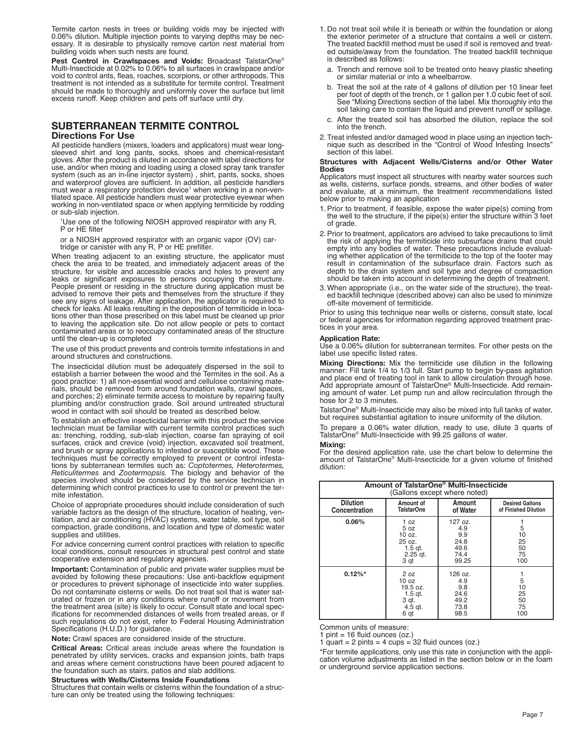Termite carton nests in trees or building voids may be injected with 0.06% dilution. Multiple injection points to varying depths may be necessary. It is desirable to physically remove carton nest material from building voids when such nests are found.

**Pest Control in Crawlspaces and Voids:** Broadcast TalstarOne® Multi-Insecticide at 0.02% to 0.06% to all surfaces in crawlspace and/or void to control ants, fleas, roaches, scorpions, or other arthropods. This treatment is not intended as a substitute for termite control. Treatment should be made to thoroughly and uniformly cover the surface but limit excess runoff. Keep children and pets off surface until dry.

## SUBTERRANEAN TERMITE CONTROL

### Directions For Use

All pesticide handlers (mixers, loaders and applicators) must wear long-sleeved shirt and long pants, socks, shoes and chemical-resistant gloves. After the product is diluted in accordance with label directions for use, and/or when mixing and loading using a closed spray tank transfer system (such as an in-line injector system) , shirt, pants, socks, shoes and waterproof gloves are sufficient. In addition, all pesticide handlers must wear a respiratory protection device[1] when working in a non-ventilated space. All pesticide handlers must wear protective eyewear when working in non-ventilated space or when applying termiticide by rodding or sub-slab injection.

[1]Use one of the following NIOSH approved respirator with any R, P or HE filter

or a NIOSH approved respirator with an organic vapor (OV) cartridge or canister with any R, P or HE prefilter.

When treating adjacent to an existing structure, the applicator must check the area to be treated, and immediately adjacent areas of the structure, for visible and accessible cracks and holes to prevent any leaks or significant exposures to persons occupying the structure. People present or residing in the structure during application must be advised to remove their pets and themselves from the structure if they see any signs of leakage. After application, the applicator is required to check for leaks. All leaks resulting in the deposition of termiticide in locations other than those prescribed on this label must be cleaned up prior to leaving the application site. Do not allow people or pets to contact contaminated areas or to reoccupy contaminated areas of the structure until the clean-up is completed

The use of this product prevents and controls termite infestations in and around structures and constructions.

The insecticidal dilution must be adequately dispersed in the soil to establish a barrier between the wood and the Termites in the soil. As a good practice: 1) all non-essential wood and cellulose containing materials, should be removed from around foundation walls, crawl spaces, and porches; 2) eliminate termite access to moisture by repairing faulty plumbing and/or construction grade. Soil around untreated structural wood in contact with soil should be treated as described below.

To establish an effective insecticidal barrier with this product the service technician must be familiar with current termite control practices such as: trenching, rodding, sub-slab injection, coarse fan spraying of soil surfaces, crack and crevice (void) injection, excavated soil treatment, and brush or spray applications to infested or susceptible wood. These techniques must be correctly employed to prevent or control infestations by subterranean termites such as: *Coptotermes, Heterotermes, Reticulitermes* and *Zootermopsis.* The biology and behavior of the species involved should be considered by the service technician in determining which control practices to use to control or prevent the termite infestation.

Choice of appropriate procedures should include consideration of such variable factors as the design of the structure, location of heating, ventilation, and air conditioning (HVAC) systems, water table, soil type, soil compaction, grade conditions, and location and type of domestic water supplies and utilities.

For advice concerning current control practices with relation to specific local conditions, consult resources in structural pest control and state cooperative extension and regulatory agencies.

**Important:** Contamination of public and private water supplies must be avoided by following these precautions: Use anti-backflow equipment or procedures to prevent siphonage of insecticide into water supplies. Do not contaminate cisterns or wells. Do not treat soil that is water saturated or frozen or in any conditions where runoff or movement from the treatment area (site) is likely to occur. Consult state and local specifications for recommended distances of wells from treated areas, or if such regulations do not exist, refer to Federal Housing Administration Specifications (H.U.D.) for guidance.

**Note:** Crawl spaces are considered inside of the structure.

**Critical Areas:** Critical areas include areas where the foundation is penetrated by utility services, cracks and expansion joints, bath traps and areas where cement constructions have been poured adjacent to the foundation such as stairs, patios and slab additions.

**Structures with Wells/Cisterns Inside Foundations**

Structures that contain wells or cisterns within the foundation of a structure can only be treated using the following techniques:

1. Do not treat soil while it is beneath or within the foundation or along the exterior perimeter of a structure that contains a well or cistern. The treated backfill method must be used if soil is removed and treated outside/away from the foundation. The treated backfill technique is described as follows:
   a. Trench and remove soil to be treated onto heavy plastic sheeting or similar material or into a wheelbarrow.
   b. Treat the soil at the rate of 4 gallons of dilution per 10 linear feet per foot of depth of the trench, or 1 gallon per 1.0 cubic feet of soil. See "Mixing Directions section of the label. Mix thoroughly into the soil taking care to contain the liquid and prevent runoff or spillage.
   c. After the treated soil has absorbed the dilution, replace the soil into the trench.
2. Treat infested and/or damaged wood in place using an injection technique such as described in the "Control of Wood Infesting Insects" section of this label.

**Structures with Adjacent Wells/Cisterns and/or Other Water Bodies**

Applicators must inspect all structures with nearby water sources such as wells, cisterns, surface ponds, streams, and other bodies of water and evaluate, at a minimum, the treatment recommendations listed below prior to making an application

1. Prior to treatment, if feasible, expose the water pipe(s) coming from the well to the structure, if the pipe(s) enter the structure within 3 feet of grade.
2. Prior to treatment, applicators are advised to take precautions to limit the risk of applying the termiticide into subsurface drains that could empty into any bodies of water. These precautions include evaluating whether application of the termiticide to the top of the footer may result in contamination of the subsurface drain. Factors such as depth to the drain system and soil type and degree of compaction should be taken into account in determining the depth of treatment.
3. When appropriate (i.e., on the water side of the structure), the treated backfill technique (described above) can also be used to minimize off-site movement of termiticide.

Prior to using this technique near wells or cisterns, consult state, local or federal agencies for information regarding approved treatment practices in your area.

**Application Rate:**

Use a 0.06% dilution for subterranean termites. For other pests on the label use specific listed rates.

**Mixing Directions:** Mix the termiticide use dilution in the following manner: Fill tank 1/4 to 1/3 full. Start pump to begin by-pass agitation and place end of treating tool in tank to allow circulation through hose. Add appropriate amount of TalstarOne® Multi-Insecticide. Add remaining amount of water. Let pump run and allow recirculation through the hose for 2 to 3 minutes.

TalstarOne® Multi-Insecticide may also be mixed into full tanks of water, but requires substantial agitation to insure uniformity of the dilution.

To prepare a 0.06% water dilution, ready to use, dilute 3 quarts of TalstarOne® Multi-Insecticide with 99.25 gallons of water.

**Mixing:**

For the desired application rate, use the chart below to determine the amount of TalstarOne® Multi-Insecticide for a given volume of finished dilution:

| Amount of TalstarOne® Multi-Insecticide (Gallons except where noted) | | | |
|---|---|---|---|
| **Dilution Concentration** | **Amount of TalstarOne** | **Amount of Water** | **Desired Gallons of Finished Dilution** |
| **0.06%** | 1 oz | 127 oz. | 1 |
| | 5 oz | 4.9 | 5 |
| | 10 oz. | 9.9 | 10 |
| | 25 oz. | 24.8 | 25 |
| | 1.5 qt. | 49.6 | 50 |
| | 2.25 qt. | 74.4 | 75 |
| | 3 qt | 99.25 | 100 |
| **0.12%*** | 2 oz | 126 oz. | 1 |
| | 10 oz | 4.9 | 5 |
| | 19.5 oz. | 9.8 | 10 |
| | 1.5 qt. | 24.6 | 25 |
| | 3 qt. | 49.2 | 50 |
| | 4.5 qt. | 73.8 | 75 |
| | 6 qt | 98.5 | 100 |

Common units of measure:
1 pint = 16 fluid ounces (oz.)
1 quart = 2 pints = 4 cups = 32 fluid ounces (oz.)

*For termite applications, only use this rate in conjunction with the application volume adjustments as listed in the section below or in the foam or underground service application sections.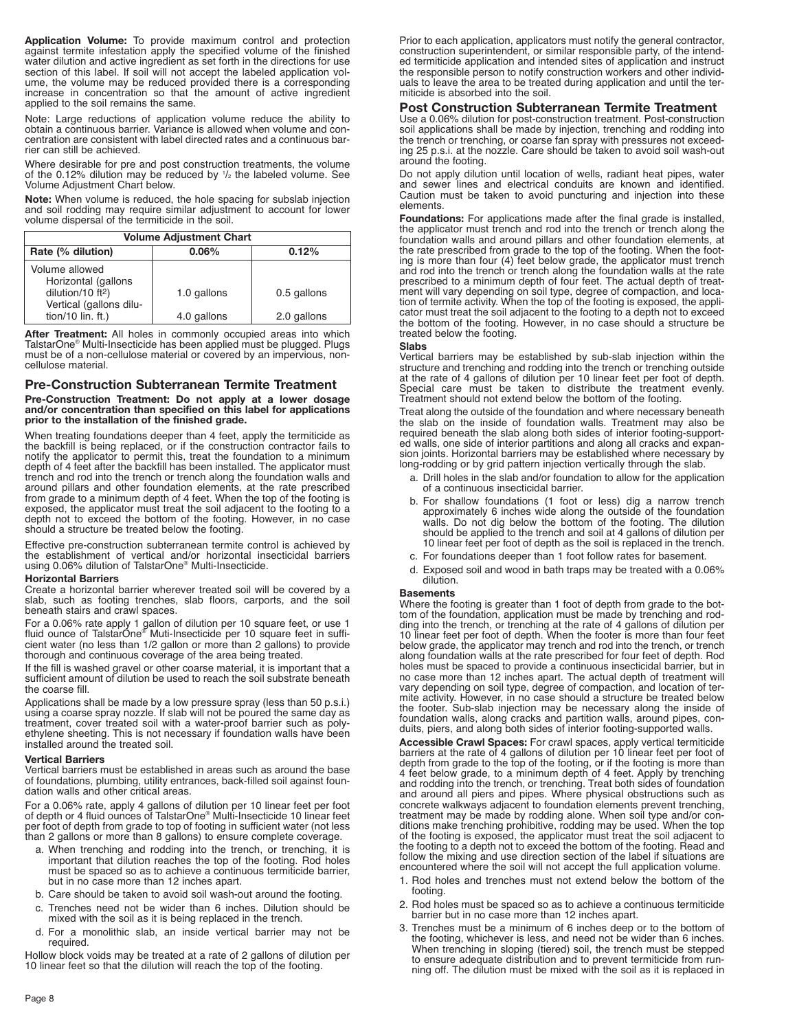**Application Volume:** To provide maximum control and protection against termite infestation apply the specified volume of the finished water dilution and active ingredient as set forth in the directions for use section of this label. If soil will not accept the labeled application volume, the volume may be reduced provided there is a corresponding increase in concentration so that the amount of active ingredient applied to the soil remains the same.

Note: Large reductions of application volume reduce the ability to obtain a continuous barrier. Variance is allowed when volume and concentration are consistent with label directed rates and a continuous barrier can still be achieved.

Where desirable for pre and post construction treatments, the volume of the 0.12% dilution may be reduced by 1/2 the labeled volume. See Volume Adjustment Chart below.

**Note:** When volume is reduced, the hole spacing for subslab injection and soil rodding may require similar adjustment to account for lower volume dispersal of the termiticide in the soil.

| Volume Adjustment Chart | | |
|---|---|---|
| **Rate (% dilution)** | **0.06%** | **0.12%** |
| Volume allowed<br>Horizontal (gallons dilution/10 ft$^2$) | 1.0 gallons | 0.5 gallons |
| Vertical (gallons dilution/10 lin. ft.) | 4.0 gallons | 2.0 gallons |

**After Treatment:** All holes in commonly occupied areas into which TalstarOne® Multi-Insecticide has been applied must be plugged. Plugs must be of a non-cellulose material or covered by an impervious, non-cellulose material.

## Pre-Construction Subterranean Termite Treatment

**Pre-Construction Treatment: Do not apply at a lower dosage and/or concentration than specified on this label for applications prior to the installation of the finished grade.**

When treating foundations deeper than 4 feet, apply the termiticide as the backfill is being replaced, or if the construction contractor fails to notify the applicator to permit this, treat the foundation to a minimum depth of 4 feet after the backfill has been installed. The applicator must trench and rod into the trench or trench along the foundation walls and around pillars and other foundation elements, at the rate prescribed from grade to a minimum depth of 4 feet. When the top of the footing is exposed, the applicator must treat the soil adjacent to the footing to a depth not to exceed the bottom of the footing. However, in no case should a structure be treated below the footing.

Effective pre-construction subterranean termite control is achieved by the establishment of vertical and/or horizontal insecticidal barriers using 0.06% dilution of TalstarOne® Multi-Insecticide.

### Horizontal Barriers

Create a horizontal barrier wherever treated soil will be covered by a slab, such as footing trenches, slab floors, carports, and the soil beneath stairs and crawl spaces.

For a 0.06% rate apply 1 gallon of dilution per 10 square feet, or use 1 fluid ounce of TalstarOne® Multi-Insecticide per 10 square feet in sufficient water (no less than 1/2 gallon or more than 2 gallons) to provide thorough and continuous coverage of the area being treated.

If the fill is washed gravel or other coarse material, it is important that a sufficient amount of dilution be used to reach the soil substrate beneath the coarse fill.

Applications shall be made by a low pressure spray (less than 50 p.s.i.) using a coarse spray nozzle. If slab will not be poured the same day as treatment, cover treated soil with a water-proof barrier such as polyethylene sheeting. This is not necessary if foundation walls have been installed around the treated soil.

### Vertical Barriers

Vertical barriers must be established in areas such as around the base of foundations, plumbing, utility entrances, back-filled soil against foundation walls and other critical areas.

For a 0.06% rate, apply 4 gallons of dilution per 10 linear feet per foot of depth or 4 fluid ounces of TalstarOne® Multi-Insecticide 10 linear feet per foot of depth from grade to top of footing in sufficient water (not less than 2 gallons or more than 8 gallons) to ensure complete coverage.

a. When trenching and rodding into the trench, or trenching, it is important that dilution reaches the top of the footing. Rod holes must be spaced so as to achieve a continuous termiticide barrier, but in no case more than 12 inches apart.
b. Care should be taken to avoid soil wash-out around the footing.
c. Trenches need not be wider than 6 inches. Dilution should be mixed with the soil as it is being replaced in the trench.
d. For a monolithic slab, an inside vertical barrier may not be required.

Hollow block voids may be treated at a rate of 2 gallons of dilution per 10 linear feet so that the dilution will reach the top of the footing.

Prior to each application, applicators must notify the general contractor, construction superintendent, or similar responsible party, of the intended termiticide application and intended sites of application and instruct the responsible person to notify construction workers and other individuals to leave the area to be treated during application and until the termiticide is absorbed into the soil.

## Post Construction Subterranean Termite Treatment

Use a 0.06% dilution for post-construction treatment. Post-construction soil applications shall be made by injection, trenching and rodding into the trench or trenching, or coarse fan spray with pressures not exceeding 25 p.s.i. at the nozzle. Care should be taken to avoid soil wash-out around the footing.

Do not apply dilution until location of wells, radiant heat pipes, water and sewer lines and electrical conduits are known and identified. Caution must be taken to avoid puncturing and injection into these elements.

**Foundations:** For applications made after the final grade is installed, the applicator must trench and rod into the trench or trench along the foundation walls and around pillars and other foundation elements, at the rate prescribed from grade to the top of the footing. When the footing is more than four (4) feet below grade, the applicator must trench and rod into the trench or trench along the foundation walls at the rate prescribed to a minimum depth of four feet. The actual depth of treatment will vary depending on soil type, degree of compaction, and location of termite activity. When the top of the footing is exposed, the applicator must treat the soil adjacent to the footing to a depth not to exceed the bottom of the footing. However, in no case should a structure be treated below the footing.

### Slabs

Vertical barriers may be established by sub-slab injection within the structure and trenching and rodding into the trench or trenching outside at the rate of 4 gallons of dilution per 10 linear feet per foot of depth. Special care must be taken to distribute the treatment evenly. Treatment should not extend below the bottom of the footing.

Treat along the outside of the foundation and where necessary beneath the slab on the inside of foundation walls. Treatment may also be required beneath the slab along both sides of interior footing-supported walls, one side of interior partitions and along all cracks and expansion joints. Horizontal barriers may be established where necessary by long-rodding or by grid pattern injection vertically through the slab.

a. Drill holes in the slab and/or foundation to allow for the application of a continuous insecticidal barrier.
b. For shallow foundations (1 foot or less) dig a narrow trench approximately 6 inches wide along the outside of the foundation walls. Do not dig below the bottom of the footing. The dilution should be applied to the trench and soil at 4 gallons of dilution per 10 linear feet per foot of depth as the soil is replaced in the trench.
c. For foundations deeper than 1 foot follow rates for basement.
d. Exposed soil and wood in bath traps may be treated with a 0.06% dilution.

### Basements

Where the footing is greater than 1 foot of depth from grade to the bottom of the foundation, application must be made by trenching and rodding into the trench, or trenching at the rate of 4 gallons of dilution per 10 linear feet per foot of depth. When the footer is more than four feet below grade, the applicator may trench and rod into the trench, or trench along foundation walls at the rate prescribed for four feet of depth. Rod holes must be spaced to provide a continuous insecticidal barrier, but in no case more than 12 inches apart. The actual depth of treatment will vary depending on soil type, degree of compaction, and location of termite activity. However, in no case should a structure be treated below the footer. Sub-slab injection may be necessary along the inside of foundation walls, along cracks and partition walls, around pipes, conduits, piers, and along both sides of interior footing-supported walls.

**Accessible Crawl Spaces:** For crawl spaces, apply vertical termiticide barriers at the rate of 4 gallons of dilution per 10 linear feet per foot of depth from grade to the top of the footing, or if the footing is more than 4 feet below grade, to a minimum depth of 4 feet. Apply by trenching and rodding into the trench, or trenching. Treat both sides of foundation and around all piers and pipes. Where physical obstructions such as concrete walkways adjacent to foundation elements prevent trenching, treatment may be made by rodding alone. When soil type and/or conditions make trenching prohibitive, rodding may be used. When the top of the footing is exposed, the applicator must treat the soil adjacent to the footing to a depth not to exceed the bottom of the footing. Read and follow the mixing and use direction section of the label if situations are encountered where the soil will not accept the full application volume.

1. Rod holes and trenches must not extend below the bottom of the footing.
2. Rod holes must be spaced so as to achieve a continuous termiticide barrier but in no case more than 12 inches apart.
3. Trenches must be a minimum of 6 inches deep or to the bottom of the footing, whichever is less, and need not be wider than 6 inches. When trenching in sloping (tiered) soil, the trench must be stepped to ensure adequate distribution and to prevent termiticide from running off. The dilution must be mixed with the soil as it is replaced in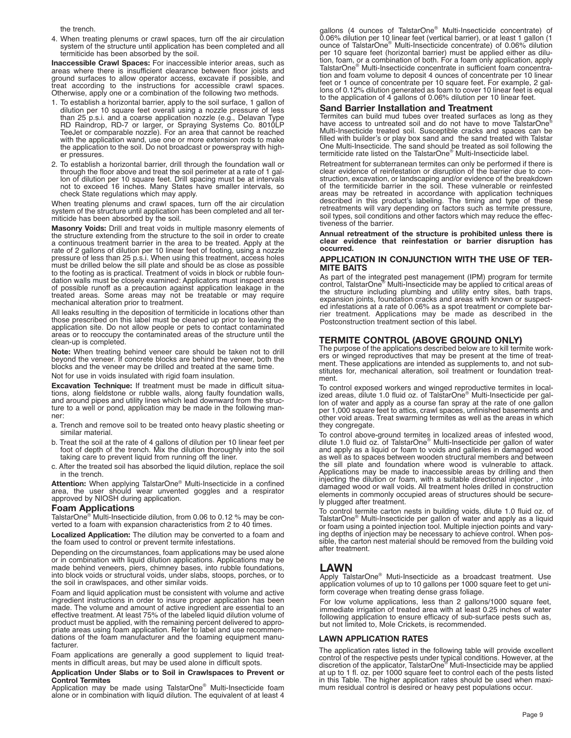the trench.

4. When treating plenums or crawl spaces, turn off the air circulation system of the structure until application has been completed and all termiticide has been absorbed by the soil.

**Inaccessible Crawl Spaces:** For inaccessible interior areas, such as areas where there is insufficient clearance between floor joists and ground surfaces to allow operator access, excavate if possible, and treat according to the instructions for accessible crawl spaces. Otherwise, apply one or a combination of the following two methods.

1. To establish a horizontal barrier, apply to the soil surface, 1 gallon of dilution per 10 square feet overall using a nozzle pressure of less than 25 p.s.i. and a coarse application nozzle (e.g., Delavan Type RD Raindrop, RD-7 or larger, or Spraying Systems Co. 8010LP TeeJet or comparable nozzle). For an area that cannot be reached with the application wand, use one or more extension rods to make the application to the soil. Do not broadcast or powerspray with higher pressures.
2. To establish a horizontal barrier, drill through the foundation wall or through the floor above and treat the soil perimeter at a rate of 1 gallon of dilution per 10 square feet. Drill spacing must be at intervals not to exceed 16 inches. Many States have smaller intervals, so check State regulations which may apply.

When treating plenums and crawl spaces, turn off the air circulation system of the structure until application has been completed and all termiticide has been absorbed by the soil.

**Masonry Voids:** Drill and treat voids in multiple masonry elements of the structure extending from the structure to the soil in order to create a continuous treatment barrier in the area to be treated. Apply at the rate of 2 gallons of dilution per 10 linear feet of footing, using a nozzle pressure of less than 25 p.s.i. When using this treatment, access holes must be drilled below the sill plate and should be as close as possible to the footing as is practical. Treatment of voids in block or rubble foundation walls must be closely examined: Applicators must inspect areas of possible runoff as a precaution against application leakage in the treated areas. Some areas may not be treatable or may require mechanical alteration prior to treatment.

All leaks resulting in the deposition of termiticide in locations other than those prescribed on this label must be cleaned up prior to leaving the application site. Do not allow people or pets to contact contaminated areas or to reoccupy the contaminated areas of the structure until the clean-up is completed.

**Note:** When treating behind veneer care should be taken not to drill beyond the veneer. If concrete blocks are behind the veneer, both the blocks and the veneer may be drilled and treated at the same time.

Not for use in voids insulated with rigid foam insulation.

**Excavation Technique:** If treatment must be made in difficult situations, along fieldstone or rubble walls, along faulty foundation walls, and around pipes and utility lines which lead downward from the structure to a well or pond, application may be made in the following manner:

a. Trench and remove soil to be treated onto heavy plastic sheeting or similar material.
b. Treat the soil at the rate of 4 gallons of dilution per 10 linear feet per foot of depth of the trench. Mix the dilution thoroughly into the soil taking care to prevent liquid from running off the liner.
c. After the treated soil has absorbed the liquid dilution, replace the soil in the trench.

**Attention:** When applying TalstarOne® Multi-Insecticide in a confined area, the user should wear unvented goggles and a respirator approved by NIOSH during application.

### Foam Applications

TalstarOne® Multi-Insecticide dilution, from 0.06 to 0.12 % may be converted to a foam with expansion characteristics from 2 to 40 times.

**Localized Application:** The dilution may be converted to a foam and the foam used to control or prevent termite infestations.

Depending on the circumstances, foam applications may be used alone or in combination with liquid dilution applications. Applications may be made behind veneers, piers, chimney bases, into rubble foundations, into block voids or structural voids, under slabs, stoops, porches, or to the soil in crawlspaces, and other similar voids.

Foam and liquid application must be consistent with volume and active ingredient instructions in order to insure proper application has been made. The volume and amount of active ingredient are essential to an effective treatment. At least 75% of the labeled liquid dilution volume of product must be applied, with the remaining percent delivered to appropriate areas using foam application. Refer to label and use recommendations of the foam manufacturer and the foaming equipment manufacturer.

Foam applications are generally a good supplement to liquid treatments in difficult areas, but may be used alone in difficult spots.

**Application Under Slabs or to Soil in Crawlspaces to Prevent or Control Termites**

Application may be made using TalstarOne® Multi-Insecticide foam alone or in combination with liquid dilution. The equivalent of at least 4 gallons (4 ounces of TalstarOne® Multi-Insecticide concentrate) of 0.06% dilution per 10 linear feet (vertical barrier), or at least 1 gallon (1 ounce of TalstarOne® Multi-Insecticide concentrate) of 0.06% dilution per 10 square feet (horizontal barrier) must be applied either as dilution, foam, or a combination of both. For a foam only application, apply TalstarOne® Multi-Insecticide concentrate in sufficient foam concentration and foam volume to deposit 4 ounces of concentrate per 10 linear feet or 1 ounce of concentrate per 10 square feet. For example, 2 gallons of 0.12% dilution generated as foam to cover 10 linear feet is equal to the application of 4 gallons of 0.06% dilution per 10 linear feet.

### Sand Barrier Installation and Treatment

Termites can build mud tubes over treated surfaces as long as they have access to untreated soil and do not have to move TalstarOne® Multi-Insecticide treated soil. Susceptible cracks and spaces can be filled with builder's or play box sand and the sand treated with Talstar One Multi-Insecticide. The sand should be treated as soil following the termiticide rate listed on the TalstarOne® Multi-Insecticide label.

Retreatment for subterranean termites can only be performed if there is clear evidence of reinfestation or disruption of the barrier due to construction, excavation, or landscaping and/or evidence of the breakdown of the termiticide barrier in the soil. These vulnerable or reinfested areas may be retreated in accordance with application techniques described in this product's labeling. The timing and type of these retreatments will vary depending on factors such as termite pressure, soil types, soil conditions and other factors which may reduce the effectiveness of the barrier.

**Annual retreatment of the structure is prohibited unless there is clear evidence that reinfestation or barrier disruption has occurred.**

#### APPLICATION IN CONJUNCTION WITH THE USE OF TERMITE BAITS

As part of the integrated pest management (IPM) program for termite control, TalstarOne® Multi-Insecticide may be applied to critical areas of the structure including plumbing and utility entry sites, bath traps, expansion joints, foundation cracks and areas with known or suspected infestations at a rate of 0.06% as a spot treatment or complete barrier treatment. Applications may be made as described in the Postconstruction treatment section of this label.

### TERMITE CONTROL (ABOVE GROUND ONLY)

The purpose of the applications described below are to kill termite workers or winged reproductives that may be present at the time of treatment. These applications are intended as supplements to, and not substitutes for, mechanical alteration, soil treatment or foundation treatment.

To control exposed workers and winged reproductive termites in localized areas, dilute 1.0 fluid oz. of TalstarOne® Multi-Insecticide per gallon of water and apply as a course fan spray at the rate of one gallon per 1,000 square feet to attics, crawl spaces, unfinished basements and other void areas. Treat swarming termites as well as the areas in which they congregate.

To control above-ground termites in localized areas of infested wood, dilute 1.0 fluid oz. of TalstarOne® Multi-Insecticide per gallon of water and apply as a liquid or foam to voids and galleries in damaged wood as well as to spaces between wooden structural members and between the sill plate and foundation where wood is vulnerable to attack. Applications may be made to inaccessible areas by drilling and then injecting the dilution or foam, with a suitable directional injector , into damaged wood or wall voids. All treatment holes drilled in construction elements in commonly occupied areas of structures should be securely plugged after treatment.

To control termite carton nests in building voids, dilute 1.0 fluid oz. of TalstarOne® Multi-Insecticide per gallon of water and apply as a liquid or foam using a pointed injection tool. Multiple injection points and varying depths of injection may be necessary to achieve control. When possible, the carton nest material should be removed from the building void after treatment.

## LAWN

Apply TalstarOne® Muti-Insecticide as a broadcast treatment. Use application volumes of up to 10 gallons per 1000 square feet to get uniform coverage when treating dense grass foliage.

For low volume applications, less than 2 gallons/1000 square feet, immediate irrigation of treated area with at least 0.25 inches of water following application to ensure efficacy of sub-surface pests such as, but not limited to, Mole Crickets, is recommended.

#### LAWN APPLICATION RATES

The application rates listed in the following table will provide excellent control of the respective pests under typical conditions. However, at the discretion of the applicator, TalstarOne® Muti-Insecticide may be applied at up to 1 fl. oz. per 1000 square feet to control each of the pests listed in this Table. The higher application rates should be used when maximum residual control is desired or heavy pest populations occur.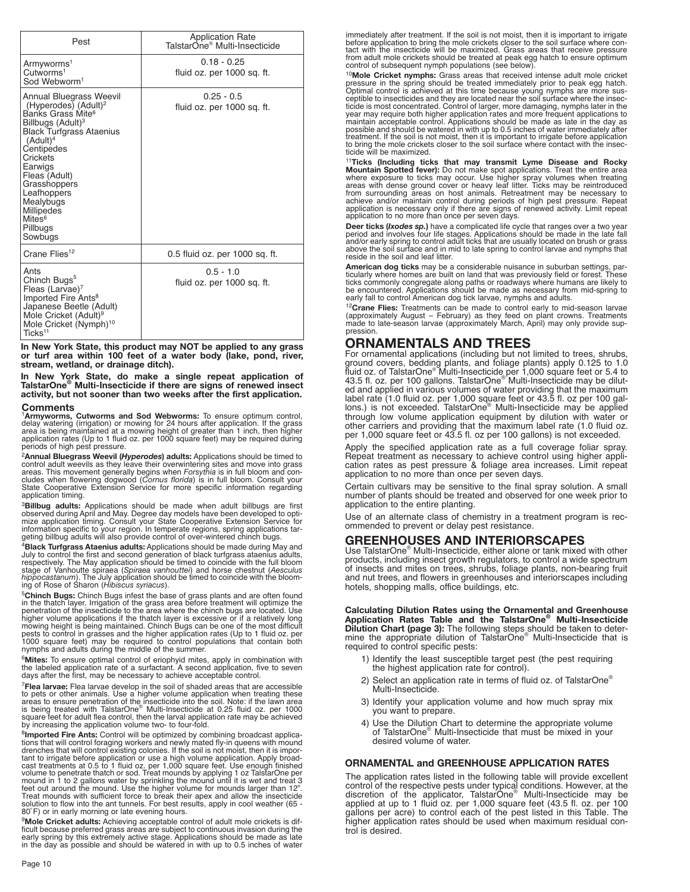| Pest | Application Rate TalstarOne® Multi-Insecticide |
|---|---|
| Armyworms[1]<br>Cutworms[1]<br>Sod Webworm[1] | 0.18 - 0.25 fluid oz. per 1000 sq. ft. |
| Annual Bluegrass Weevil (Hyperodes) (Adult)[2]<br>Banks Grass Mite[6]<br>Billbugs (Adult)[3]<br>Black Turfgrass Ataenius (Adult)[4]<br>Centipedes<br>Crickets<br>Earwigs<br>Fleas (Adult)<br>Grasshoppers<br>Leafhoppers<br>Mealybugs<br>Millipedes<br>Mites[6]<br>Pillbugs<br>Sowbugs | 0.25 - 0.5 fluid oz. per 1000 sq. ft. |
| Crane Flies[12] | 0.5 fluid oz. per 1000 sq. ft. |
| Ants<br>Chinch Bugs[5]<br>Fleas (Larvae)[7]<br>Imported Fire Ants[8]<br>Japanese Beetle (Adult)<br>Mole Cricket (Adult)[9]<br>Mole Cricket (Nymph)[10]<br>Ticks[11] | 0.5 - 1.0 fluid oz. per 1000 sq. ft. |

**In New York State, this product may NOT be applied to any grass or turf area within 100 feet of a water body (lake, pond, river, stream, wetland, or drainage ditch).**

**In New York State, do make a single repeat application of TalstarOne® Multi-Insecticide if there are signs of renewed insect activity, but not sooner than two weeks after the first application.**

### Comments

[1]**Armyworms, Cutworms and Sod Webworms:** To ensure optimum control, delay watering (irrigation) or mowing for 24 hours after application. If the grass area is being maintained at a mowing height of greater than 1 inch, then higher application rates (Up to 1 fluid oz. per 1000 square feet) may be required during periods of high pest pressure.

[2]**Annual Bluegrass Weevil (*Hyperodes*) adults:** Applications should be timed to control adult weevils as they leave their overwintering sites and move into grass areas. This movement generally begins when *Forsythia* is in full bloom and concludes when flowering dogwood (*Cornus florida*) is in full bloom. Consult your State Cooperative Extension Service for more specific information regarding application timing.

[3]**Billbug adults:** Applications should be made when adult billbugs are first observed during April and May. Degree day models have been developed to optimize application timing. Consult your State Cooperative Extension Service for information specific to your region. In temperate regions, spring applications targeting billbug adults will also provide control of over-wintered chinch bugs.

[4]**Black Turfgrass Ataenius adults:** Applications should be made during May and July to control the first and second generation of black turfgrass ataenius adults, respectively. The May application should be timed to coincide with the full bloom stage of Vanhoutte spiraea (*Spiraea vanhouttei*) and horse chestnut (*Aesculus hippocastanum*). The July application should be timed to coincide with the blooming of Rose of Sharon (*Hibiscus syriacus*).

[5]**Chinch Bugs:** Chinch Bugs infest the base of grass plants and are often found in the thatch layer. Irrigation of the grass area before treatment will optimize the penetration of the insecticide to the area where the chinch bugs are located. Use higher volume applications if the thatch layer is excessive or if a relatively long mowing height is being maintained. Chinch Bugs can be one of the most difficult pests to control in grasses and the higher application rates (Up to 1 fluid oz. per 1000 square feet) may be required to control populations that contain both nymphs and adults during the middle of the summer.

[6]**Mites:** To ensure optimal control of eriophyid mites, apply in combination with the labeled application rate of a surfactant. A second application, five to seven days after the first, may be necessary to achieve acceptable control.

[7]**Flea larvae:** Flea larvae develop in the soil of shaded areas that are accessible to pets or other animals. Use a higher volume application when treating these areas to ensure penetration of the insecticide into the soil. Note: if the lawn area is being treated with TalstarOne® Multi-Insecticide at 0.25 fluid oz. per 1000 square feet for adult flea control, then the larval application rate may be achieved by increasing the application volume two- to four-fold.

[8]**Imported Fire Ants:** Control will be optimized by combining broadcast applications that will control foraging workers and newly mated fly-in queens with mound drenches that will control existing colonies. If the soil is not moist, then it is important to irrigate before application or use a high volume application. Apply broadcast treatments at 0.5 to 1 fluid oz. per 1,000 square feet. Use enough finished volume to penetrate thatch or sod. Treat mounds by applying 1 oz TalstarOne per mound in 1 to 2 gallons water by sprinkling the mound until it is wet and treat 3 feet out around the mound. Use the higher volume for mounds larger than 12". Treat mounds with sufficient force to break their apex and allow the insecticide solution to flow into the ant tunnels. For best results, apply in cool weather (65 - 80°F) or in early morning or late evening hours.

[9]**Mole Cricket adults:** Achieving acceptable control of adult mole crickets is difficult because preferred grass areas are subject to continuous invasion during the early spring by this extremely active stage. Applications should be made as late in the day as possible and should be watered in with up to 0.5 inches of water immediately after treatment. If the soil is not moist, then it is important to irrigate before application to bring the mole crickets closer to the soil surface where contact with the insecticide will be maximized. Grass areas that receive pressure from adult mole crickets should be treated at peak egg hatch to ensure optimum control of subsequent nymph populations (see below).

[10]**Mole Cricket nymphs:** Grass areas that received intense adult mole cricket pressure in the spring should be treated immediately prior to peak egg hatch. Optimal control is achieved at this time because young nymphs are more susceptible to insecticides and they are located near the soil surface where the insecticide is most concentrated. Control of larger, more damaging, nymphs later in the year may require both higher application rates and more frequent applications to maintain acceptable control. Applications should be made as late in the day as possible and should be watered in with up to 0.5 inches of water immediately after treatment. If the soil is not moist, then it is important to irrigate before application to bring the mole crickets closer to the soil surface where contact with the insecticide will be maximized.

[11]**Ticks (Including ticks that may transmit Lyme Disease and Rocky Mountain Spotted fever):** Do not make spot applications. Treat the entire area where exposure to ticks may occur. Use higher spray volumes when treating areas with dense ground cover or heavy leaf litter. Ticks may be reintroduced from surrounding areas on host animals. Retreatment may be necessary to achieve and/or maintain control during periods of high pest pressure. Repeat application is necessary only if there are signs of renewed activity. Limit repeat application to no more than once per seven days.

**Deer ticks (*Ixodes sp.*)** have a complicated life cycle that ranges over a two year period and involves four life stages. Applications should be made in the late fall and/or early spring to control adult ticks that are usually located on brush or grass above the soil surface and in mid to late spring to control larvae and nymphs that reside in the soil and leaf litter.

**American dog ticks** may be a considerable nuisance in suburban settings, particularly where homes are built on land that was previously field or forest. These ticks commonly congregate along paths or roadways where humans are likely to be encountered. Applications should be made as necessary from mid-spring to early fall to control American dog tick larvae, nymphs and adults.

[12]**Crane Flies:** Treatments can be made to control early to mid-season larvae (approximately August – February) as they feed on plant crowns. Treatments made to late-season larvae (approximately March, April) may only provide suppression.

## ORNAMENTALS AND TREES

For ornamental applications (including but not limited to trees, shrubs, ground covers, bedding plants, and foliage plants) apply 0.125 to 1.0 fluid oz. of TalstarOne® Multi-Insecticide per 1,000 square feet or 5.4 to 43.5 fl. oz. per 100 gallons. TalstarOne® Multi-Insecticide may be diluted and applied in various volumes of water providing that the maximum label rate (1.0 fluid oz. per 1,000 square feet or 43.5 fl. oz per 100 gallons.) is not exceeded. TalstarOne® Multi-Insecticide may be applied through low volume application equipment by dilution with water or other carriers and providing that the maximum label rate (1.0 fluid oz. per 1,000 square feet or 43.5 fl. oz per 100 gallons) is not exceeded.

Apply the specified application rate as a full coverage foliar spray. Repeat treatment as necessary to achieve control using higher application rates as pest pressure & foliage area increases. Limit repeat application to no more than once per seven days.

Certain cultivars may be sensitive to the final spray solution. A small number of plants should be treated and observed for one week prior to application to the entire planting.

Use of an alternate class of chemistry in a treatment program is recommended to prevent or delay pest resistance.

## GREENHOUSES AND INTERIORSCAPES

Use TalstarOne® Multi-Insecticide, either alone or tank mixed with other products, including insect growth regulators, to control a wide spectrum of insects and mites on trees, shrubs, foliage plants, non-bearing fruit and nut trees, and flowers in greenhouses and interiorscapes including hotels, shopping malls, office buildings, etc.

**Calculating Dilution Rates using the Ornamental and Greenhouse Application Rates Table and the TalstarOne® Multi-Insecticide Dilution Chart (page 3):** The following steps should be taken to determine the appropriate dilution of TalstarOne® Multi-Insecticide that is required to control specific pests:

1) Identify the least susceptible target pest (the pest requiring the highest application rate for control).
2) Select an application rate in terms of fluid oz. of TalstarOne® Multi-Insecticide.
3) Identify your application volume and how much spray mix you want to prepare.
4) Use the Dilution Chart to determine the appropriate volume of TalstarOne® Multi-Insecticide that must be mixed in your desired volume of water.

### ORNAMENTAL and GREENHOUSE APPLICATION RATES

The application rates listed in the following table will provide excellent control of the respective pests under typical conditions. However, at the discretion of the applicator, TalstarOne® Multi-Insecticide may be applied at up to 1 fluid oz. per 1,000 square feet (43.5 fl. oz. per 100 gallons per acre) to control each of the pest listed in this Table. The higher application rates should be used when maximum residual control is desired.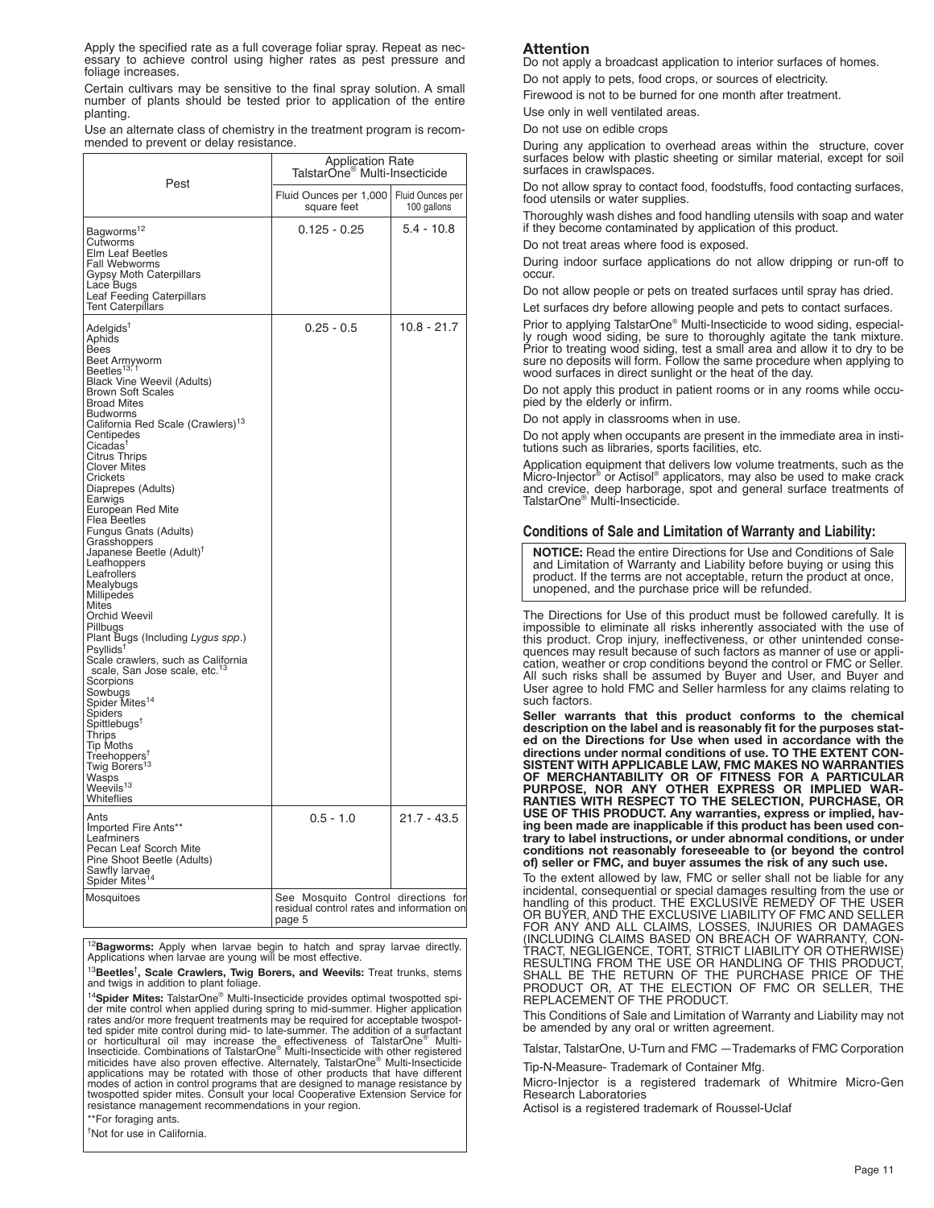Apply the specified rate as a full coverage foliar spray. Repeat as necessary to achieve control using higher rates as pest pressure and foliage increases.

Certain cultivars may be sensitive to the final spray solution. A small number of plants should be tested prior to application of the entire planting.

Use an alternate class of chemistry in the treatment program is recommended to prevent or delay resistance.

| Pest | Application Rate TalstarOne® Multi-Insecticide | |
|---|---|---|
| | Fluid Ounces per 1,000 square feet | Fluid Ounces per 100 gallons |
| Bagworms[12]<br>Cutworms<br>Elm Leaf Beetles<br>Fall Webworms<br>Gypsy Moth Caterpillars<br>Lace Bugs<br>Leaf Feeding Caterpillars<br>Tent Caterpillars | 0.125 - 0.25 | 5.4 - 10.8 |
| Adelgids[†]<br>Aphids<br>Bees<br>Beet Armyworm<br>Beetles[13,†]<br>Black Vine Weevil (Adults)<br>Brown Soft Scales<br>Broad Mites<br>Budworms<br>California Red Scale (Crawlers)[13]<br>Centipedes<br>Cicadas[†]<br>Citrus Thrips<br>Clover Mites<br>Crickets<br>Diaprepes (Adults)<br>Earwigs<br>European Red Mite<br>Flea Beetles<br>Fungus Gnats (Adults)<br>Grasshoppers<br>Japanese Beetle (Adult)[†]<br>Leafhoppers<br>Leafrollers<br>Mealybugs<br>Millipedes<br>Mites<br>Orchid Weevil<br>Pillbugs<br>Plant Bugs (Including *Lygus spp.*)<br>Psyllids[†]<br>Scale crawlers, such as California scale, San Jose scale, etc.[13]<br>Scorpions<br>Sowbugs<br>Spider Mites[14]<br>Spiders<br>Spittlebugs[†]<br>Thrips<br>Tip Moths<br>Treehoppers[†]<br>Twig Borers[13]<br>Wasps<br>Weevils[13]<br>Whiteflies | 0.25 - 0.5 | 10.8 - 21.7 |
| Ants<br>Imported Fire Ants**<br>Leafminers<br>Pecan Leaf Scorch Mite<br>Pine Shoot Beetle (Adults)<br>Sawfly larvae<br>Spider Mites[14] | 0.5 - 1.0 | 21.7 - 43.5 |
| Mosquitoes | See Mosquito Control directions for residual control rates and information on page 5 | |

[12]**Bagworms:** Apply when larvae begin to hatch and spray larvae directly. Applications when larvae are young will be most effective.

[13]**Beetles[†], Scale Crawlers, Twig Borers, and Weevils:** Treat trunks, stems and twigs in addition to plant foliage.

[14]**Spider Mites:** TalstarOne® Multi-Insecticide provides optimal twospotted spider mite control when applied during spring to mid-summer. Higher application rates and/or more frequent treatments may be required for acceptable twospotted spider mite control during mid- to late-summer. The addition of a surfactant or horticultural oil may increase the effectiveness of TalstarOne® Multi-Insecticide. Combinations of TalstarOne® Multi-Insecticide with other registered miticides have also proven effective. Alternately, TalstarOne® Multi-Insecticide applications may be rotated with those of other products that have different modes of action in control programs that are designed to manage resistance by twospotted spider mites. Consult your local Cooperative Extension Service for resistance management recommendations in your region.

**For foraging ants.

[†]Not for use in California.

## Attention

Do not apply a broadcast application to interior surfaces of homes.

Do not apply to pets, food crops, or sources of electricity.

Firewood is not to be burned for one month after treatment.

Use only in well ventilated areas.

Do not use on edible crops

During any application to overhead areas within the structure, cover surfaces below with plastic sheeting or similar material, except for soil surfaces in crawlspaces.

Do not allow spray to contact food, foodstuffs, food contacting surfaces, food utensils or water supplies.

Thoroughly wash dishes and food handling utensils with soap and water if they become contaminated by application of this product.

Do not treat areas where food is exposed.

During indoor surface applications do not allow dripping or run-off to occur.

Do not allow people or pets on treated surfaces until spray has dried.

Let surfaces dry before allowing people and pets to contact surfaces.

Prior to applying TalstarOne® Multi-Insecticide to wood siding, especially rough wood siding, be sure to thoroughly agitate the tank mixture. Prior to treating wood siding, test a small area and allow it to dry to be sure no deposits will form. Follow the same procedure when applying to wood surfaces in direct sunlight or the heat of the day.

Do not apply this product in patient rooms or in any rooms while occupied by the elderly or infirm.

Do not apply in classrooms when in use.

Do not apply when occupants are present in the immediate area in institutions such as libraries, sports facilities, etc.

Application equipment that delivers low volume treatments, such as the Micro-Injector® or Actisol® applicators, may also be used to make crack and crevice, deep harborage, spot and general surface treatments of TalstarOne® Multi-Insecticide.

## Conditions of Sale and Limitation of Warranty and Liability:

**NOTICE:** Read the entire Directions for Use and Conditions of Sale and Limitation of Warranty and Liability before buying or using this product. If the terms are not acceptable, return the product at once, unopened, and the purchase price will be refunded.

The Directions for Use of this product must be followed carefully. It is impossible to eliminate all risks inherently associated with the use of this product. Crop injury, ineffectiveness, or other unintended consequences may result because of such factors as manner of use or application, weather or crop conditions beyond the control or FMC or Seller. All such risks shall be assumed by Buyer and User, and Buyer and User agree to hold FMC and Seller harmless for any claims relating to such factors.

**Seller warrants that this product conforms to the chemical description on the label and is reasonably fit for the purposes stated on the Directions for Use when used in accordance with the directions under normal conditions of use. TO THE EXTENT CONSISTENT WITH APPLICABLE LAW, FMC MAKES NO WARRANTIES OF MERCHANTABILITY OR OF FITNESS FOR A PARTICULAR PURPOSE, NOR ANY OTHER EXPRESS OR IMPLIED WARRANTIES WITH RESPECT TO THE SELECTION, PURCHASE, OR USE OF THIS PRODUCT. Any warranties, express or implied, having been made are inapplicable if this product has been used contrary to label instructions, or under abnormal conditions, or under conditions not reasonably foreseeable to (or beyond the control of) seller or FMC, and buyer assumes the risk of any such use.**

To the extent allowed by law, FMC or seller shall not be liable for any incidental, consequential or special damages resulting from the use or handling of this product. THE EXCLUSIVE REMEDY OF THE USER OR BUYER, AND THE EXCLUSIVE LIABILITY OF FMC AND SELLER FOR ANY AND ALL CLAIMS, LOSSES, INJURIES OR DAMAGES (INCLUDING CLAIMS BASED ON BREACH OF WARRANTY, CONTRACT, NEGLIGENCE, TORT, STRICT LIABILITY OR OTHERWISE) RESULTING FROM THE USE OR HANDLING OF THIS PRODUCT, SHALL BE THE RETURN OF THE PURCHASE PRICE OF THE PRODUCT OR, AT THE ELECTION OF FMC OR SELLER, THE REPLACEMENT OF THE PRODUCT.

This Conditions of Sale and Limitation of Warranty and Liability may not be amended by any oral or written agreement.

Talstar, TalstarOne, U-Turn and FMC —Trademarks of FMC Corporation

Tip-N-Measure- Trademark of Container Mfg.

Micro-Injector is a registered trademark of Whitmire Micro-Gen Research Laboratories

Actisol is a registered trademark of Roussel-Uclaf